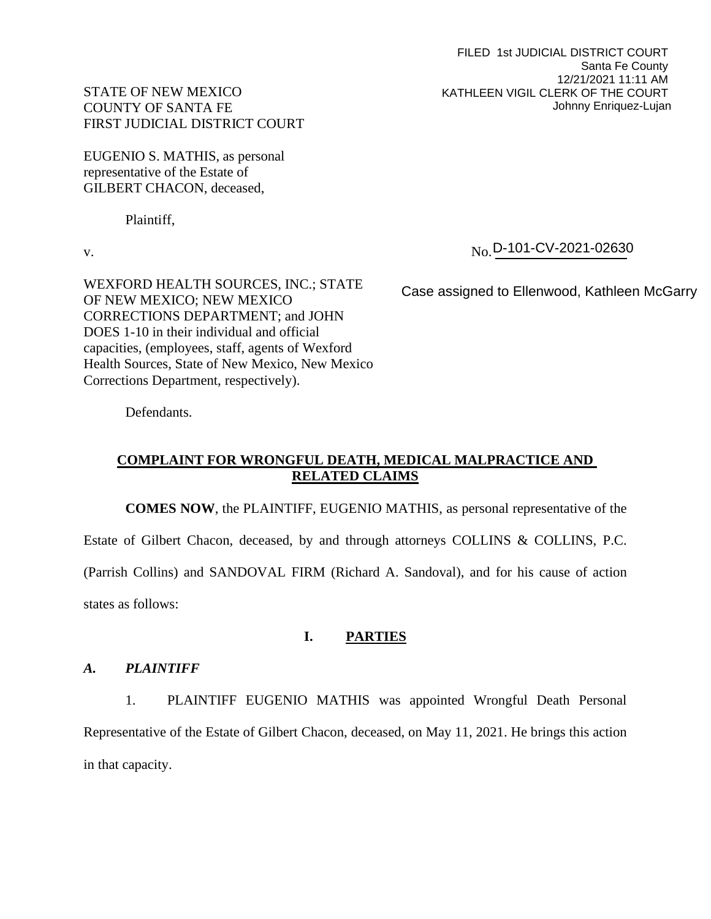FILED 1st JUDICIAL DISTRICT COURT
Santa Fe County
12/21/2021 11:11 AM
KATHLEEN VIGIL CLERK OF THE COURT
Johnny Enriquez-Lujan

STATE OF NEW MEXICO
COUNTY OF SANTA FE
FIRST JUDICIAL DISTRICT COURT

EUGENIO S. MATHIS, as personal representative of the Estate of GILBERT CHACON, deceased,

Plaintiff,

v.

No. D-101-CV-2021-02630

Case assigned to Ellenwood, Kathleen McGarry

WEXFORD HEALTH SOURCES, INC.; STATE OF NEW MEXICO; NEW MEXICO CORRECTIONS DEPARTMENT; and JOHN DOES 1-10 in their individual and official capacities, (employees, staff, agents of Wexford Health Sources, State of New Mexico, New Mexico Corrections Department, respectively).

Defendants.

## COMPLAINT FOR WRONGFUL DEATH, MEDICAL MALPRACTICE AND RELATED CLAIMS

**COMES NOW**, the PLAINTIFF, EUGENIO MATHIS, as personal representative of the Estate of Gilbert Chacon, deceased, by and through attorneys COLLINS & COLLINS, P.C. (Parrish Collins) and SANDOVAL FIRM (Richard A. Sandoval), and for his cause of action states as follows:

## I. PARTIES

### *A. PLAINTIFF*

1. PLAINTIFF EUGENIO MATHIS was appointed Wrongful Death Personal Representative of the Estate of Gilbert Chacon, deceased, on May 11, 2021. He brings this action in that capacity.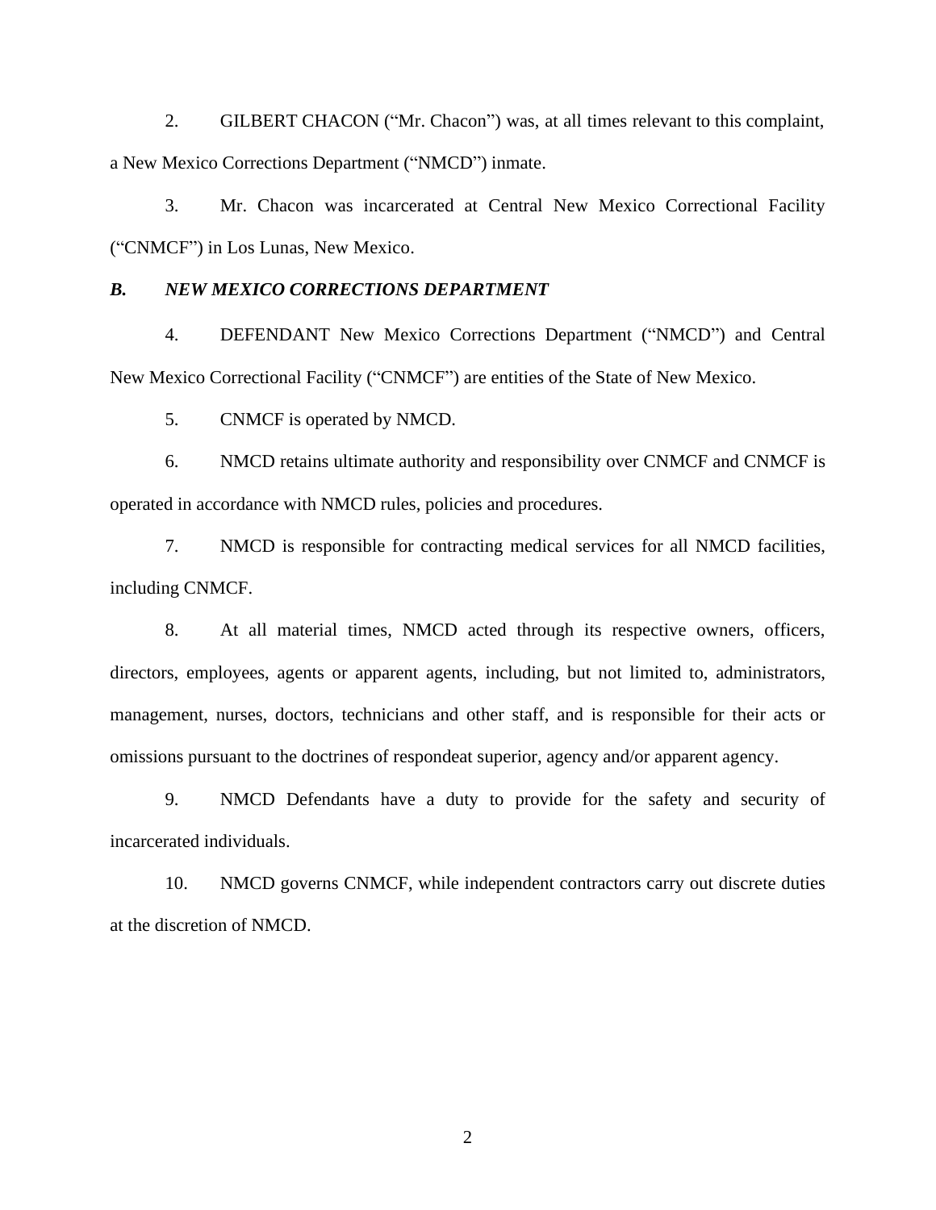2. GILBERT CHACON ("Mr. Chacon") was, at all times relevant to this complaint, a New Mexico Corrections Department ("NMCD") inmate.

3. Mr. Chacon was incarcerated at Central New Mexico Correctional Facility ("CNMCF") in Los Lunas, New Mexico.

### *B. NEW MEXICO CORRECTIONS DEPARTMENT*

4. DEFENDANT New Mexico Corrections Department ("NMCD") and Central New Mexico Correctional Facility ("CNMCF") are entities of the State of New Mexico.

5. CNMCF is operated by NMCD.

6. NMCD retains ultimate authority and responsibility over CNMCF and CNMCF is operated in accordance with NMCD rules, policies and procedures.

7. NMCD is responsible for contracting medical services for all NMCD facilities, including CNMCF.

8. At all material times, NMCD acted through its respective owners, officers, directors, employees, agents or apparent agents, including, but not limited to, administrators, management, nurses, doctors, technicians and other staff, and is responsible for their acts or omissions pursuant to the doctrines of respondeat superior, agency and/or apparent agency.

9. NMCD Defendants have a duty to provide for the safety and security of incarcerated individuals.

10. NMCD governs CNMCF, while independent contractors carry out discrete duties at the discretion of NMCD.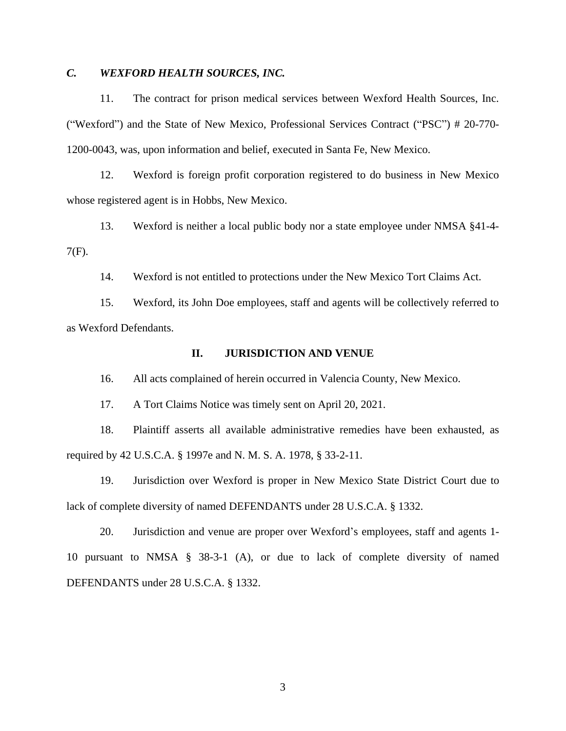### *C. WEXFORD HEALTH SOURCES, INC.*

11. The contract for prison medical services between Wexford Health Sources, Inc. ("Wexford") and the State of New Mexico, Professional Services Contract ("PSC") # 20-770-1200-0043, was, upon information and belief, executed in Santa Fe, New Mexico.

12. Wexford is foreign profit corporation registered to do business in New Mexico whose registered agent is in Hobbs, New Mexico.

13. Wexford is neither a local public body nor a state employee under NMSA §41-4-7(F).

14. Wexford is not entitled to protections under the New Mexico Tort Claims Act.

15. Wexford, its John Doe employees, staff and agents will be collectively referred to as Wexford Defendants.

## II. JURISDICTION AND VENUE

16. All acts complained of herein occurred in Valencia County, New Mexico.

17. A Tort Claims Notice was timely sent on April 20, 2021.

18. Plaintiff asserts all available administrative remedies have been exhausted, as required by 42 U.S.C.A. § 1997e and N. M. S. A. 1978, § 33-2-11.

19. Jurisdiction over Wexford is proper in New Mexico State District Court due to lack of complete diversity of named DEFENDANTS under 28 U.S.C.A. § 1332.

20. Jurisdiction and venue are proper over Wexford's employees, staff and agents 1-10 pursuant to NMSA § 38-3-1 (A), or due to lack of complete diversity of named DEFENDANTS under 28 U.S.C.A. § 1332.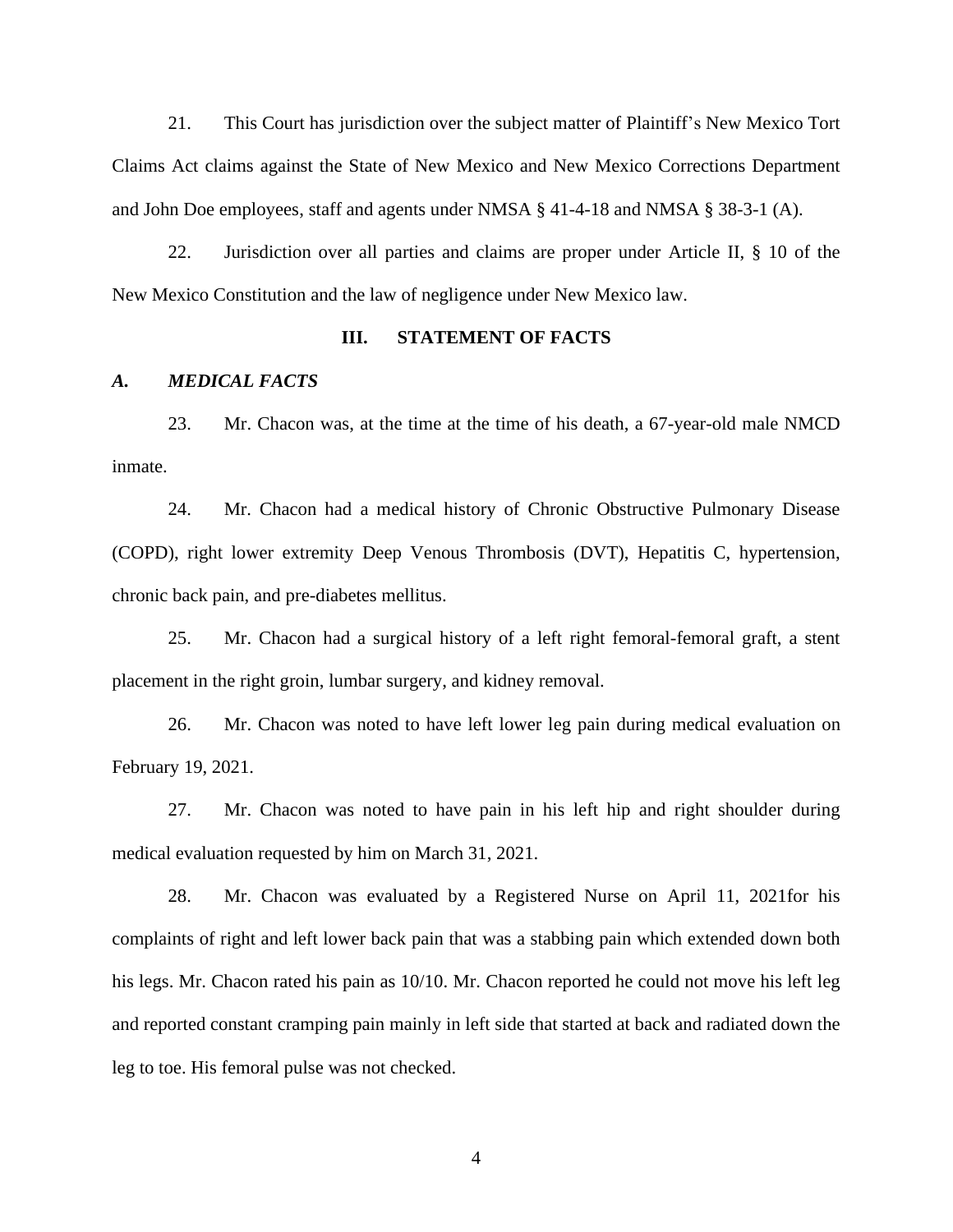21. This Court has jurisdiction over the subject matter of Plaintiff's New Mexico Tort Claims Act claims against the State of New Mexico and New Mexico Corrections Department and John Doe employees, staff and agents under NMSA § 41-4-18 and NMSA § 38-3-1 (A).

22. Jurisdiction over all parties and claims are proper under Article II, § 10 of the New Mexico Constitution and the law of negligence under New Mexico law.

## III. STATEMENT OF FACTS

### *A. MEDICAL FACTS*

23. Mr. Chacon was, at the time at the time of his death, a 67-year-old male NMCD inmate.

24. Mr. Chacon had a medical history of Chronic Obstructive Pulmonary Disease (COPD), right lower extremity Deep Venous Thrombosis (DVT), Hepatitis C, hypertension, chronic back pain, and pre-diabetes mellitus.

25. Mr. Chacon had a surgical history of a left right femoral-femoral graft, a stent placement in the right groin, lumbar surgery, and kidney removal.

26. Mr. Chacon was noted to have left lower leg pain during medical evaluation on February 19, 2021.

27. Mr. Chacon was noted to have pain in his left hip and right shoulder during medical evaluation requested by him on March 31, 2021.

28. Mr. Chacon was evaluated by a Registered Nurse on April 11, 2021for his complaints of right and left lower back pain that was a stabbing pain which extended down both his legs. Mr. Chacon rated his pain as 10/10. Mr. Chacon reported he could not move his left leg and reported constant cramping pain mainly in left side that started at back and radiated down the leg to toe. His femoral pulse was not checked.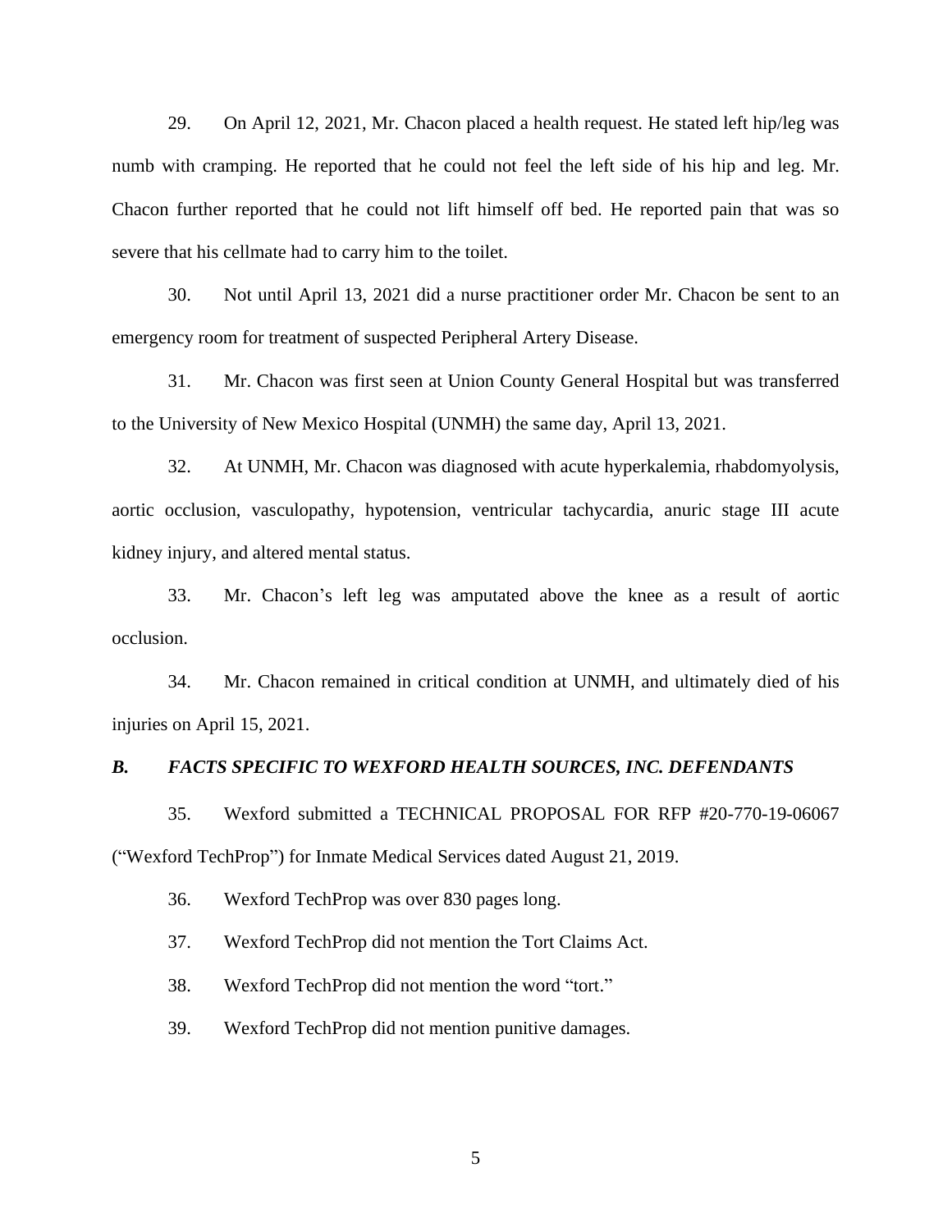29. On April 12, 2021, Mr. Chacon placed a health request. He stated left hip/leg was numb with cramping. He reported that he could not feel the left side of his hip and leg. Mr. Chacon further reported that he could not lift himself off bed. He reported pain that was so severe that his cellmate had to carry him to the toilet.

30. Not until April 13, 2021 did a nurse practitioner order Mr. Chacon be sent to an emergency room for treatment of suspected Peripheral Artery Disease.

31. Mr. Chacon was first seen at Union County General Hospital but was transferred to the University of New Mexico Hospital (UNMH) the same day, April 13, 2021.

32. At UNMH, Mr. Chacon was diagnosed with acute hyperkalemia, rhabdomyolysis, aortic occlusion, vasculopathy, hypotension, ventricular tachycardia, anuric stage III acute kidney injury, and altered mental status.

33. Mr. Chacon's left leg was amputated above the knee as a result of aortic occlusion.

34. Mr. Chacon remained in critical condition at UNMH, and ultimately died of his injuries on April 15, 2021.

### *B. FACTS SPECIFIC TO WEXFORD HEALTH SOURCES, INC. DEFENDANTS*

35. Wexford submitted a TECHNICAL PROPOSAL FOR RFP #20-770-19-06067 ("Wexford TechProp") for Inmate Medical Services dated August 21, 2019.

36. Wexford TechProp was over 830 pages long.

37. Wexford TechProp did not mention the Tort Claims Act.

38. Wexford TechProp did not mention the word "tort."

39. Wexford TechProp did not mention punitive damages.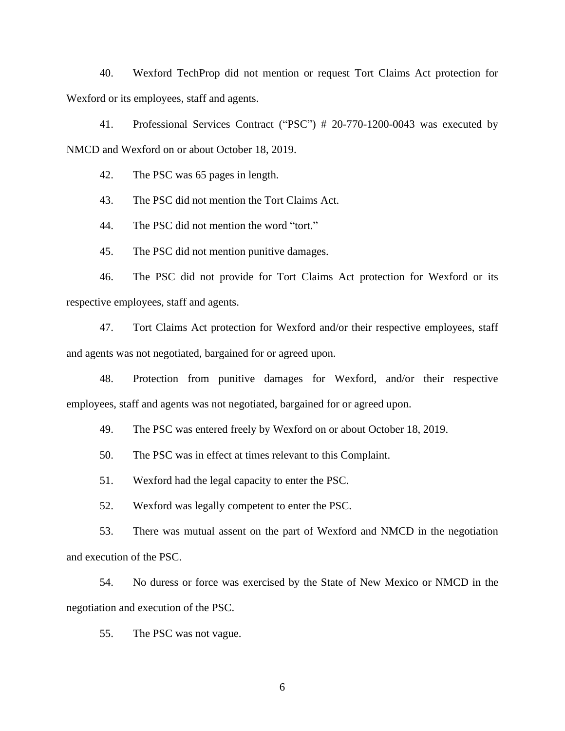40. Wexford TechProp did not mention or request Tort Claims Act protection for Wexford or its employees, staff and agents.

41. Professional Services Contract ("PSC") # 20-770-1200-0043 was executed by NMCD and Wexford on or about October 18, 2019.

42. The PSC was 65 pages in length.

43. The PSC did not mention the Tort Claims Act.

44. The PSC did not mention the word "tort."

45. The PSC did not mention punitive damages.

46. The PSC did not provide for Tort Claims Act protection for Wexford or its respective employees, staff and agents.

47. Tort Claims Act protection for Wexford and/or their respective employees, staff and agents was not negotiated, bargained for or agreed upon.

48. Protection from punitive damages for Wexford, and/or their respective employees, staff and agents was not negotiated, bargained for or agreed upon.

49. The PSC was entered freely by Wexford on or about October 18, 2019.

50. The PSC was in effect at times relevant to this Complaint.

51. Wexford had the legal capacity to enter the PSC.

52. Wexford was legally competent to enter the PSC.

53. There was mutual assent on the part of Wexford and NMCD in the negotiation and execution of the PSC.

54. No duress or force was exercised by the State of New Mexico or NMCD in the negotiation and execution of the PSC.

55. The PSC was not vague.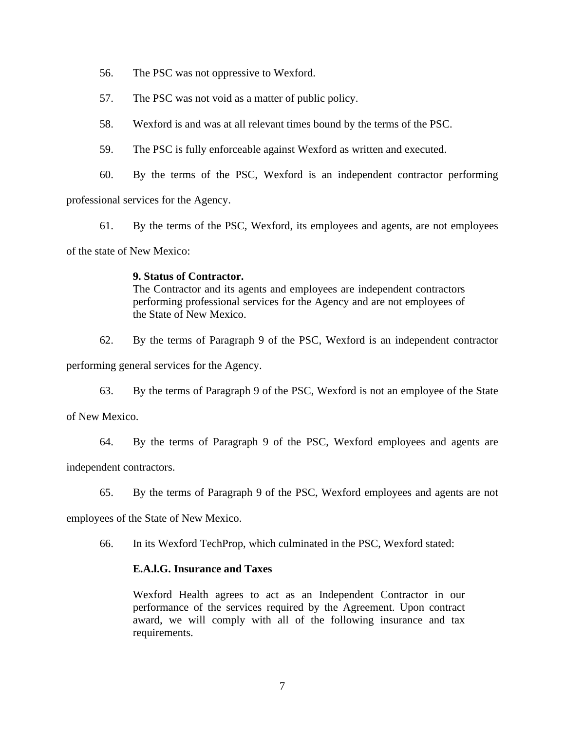56. The PSC was not oppressive to Wexford.

57. The PSC was not void as a matter of public policy.

58. Wexford is and was at all relevant times bound by the terms of the PSC.

59. The PSC is fully enforceable against Wexford as written and executed.

60. By the terms of the PSC, Wexford is an independent contractor performing professional services for the Agency.

61. By the terms of the PSC, Wexford, its employees and agents, are not employees of the state of New Mexico:

> **9. Status of Contractor.**
> The Contractor and its agents and employees are independent contractors performing professional services for the Agency and are not employees of the State of New Mexico.

62. By the terms of Paragraph 9 of the PSC, Wexford is an independent contractor performing general services for the Agency.

63. By the terms of Paragraph 9 of the PSC, Wexford is not an employee of the State of New Mexico.

64. By the terms of Paragraph 9 of the PSC, Wexford employees and agents are independent contractors.

65. By the terms of Paragraph 9 of the PSC, Wexford employees and agents are not employees of the State of New Mexico.

66. In its Wexford TechProp, which culminated in the PSC, Wexford stated:

> **E.A.l.G. Insurance and Taxes**
>
> Wexford Health agrees to act as an Independent Contractor in our performance of the services required by the Agreement. Upon contract award, we will comply with all of the following insurance and tax requirements.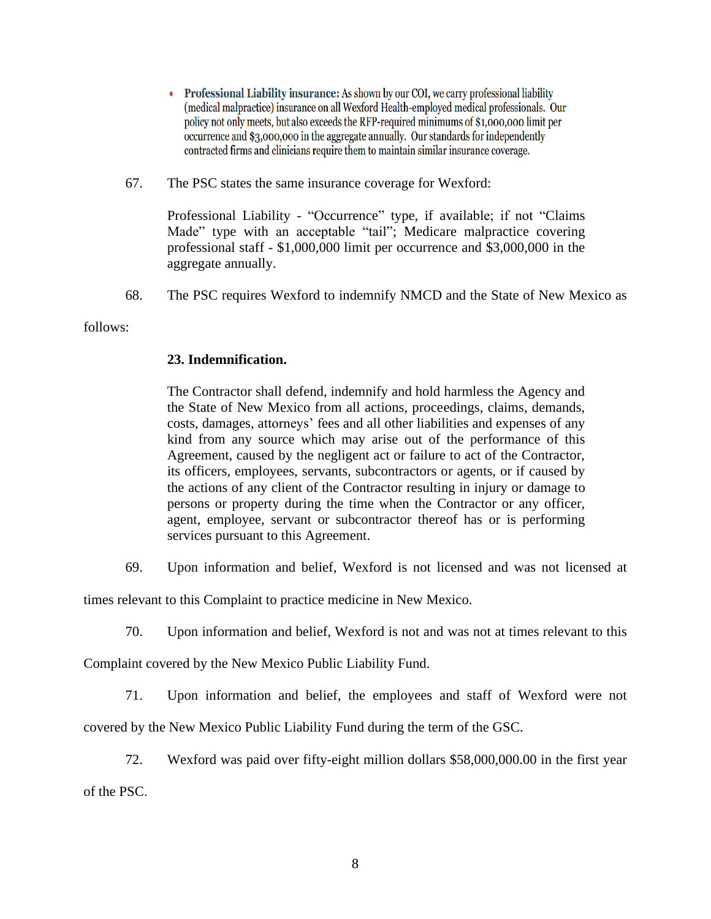- **Professional Liability insurance:** As shown by our COI, we carry professional liability (medical malpractice) insurance on all Wexford Health-employed medical professionals. Our policy not only meets, but also exceeds the RFP-required minimums of $1,000,000 limit per occurrence and $3,000,000 in the aggregate annually. Our standards for independently contracted firms and clinicians require them to maintain similar insurance coverage.

67. The PSC states the same insurance coverage for Wexford:

> Professional Liability - "Occurrence" type, if available; if not "Claims Made" type with an acceptable "tail"; Medicare malpractice covering professional staff - $1,000,000 limit per occurrence and $3,000,000 in the aggregate annually.

68. The PSC requires Wexford to indemnify NMCD and the State of New Mexico as follows:

> **23. Indemnification.**
>
> The Contractor shall defend, indemnify and hold harmless the Agency and the State of New Mexico from all actions, proceedings, claims, demands, costs, damages, attorneys' fees and all other liabilities and expenses of any kind from any source which may arise out of the performance of this Agreement, caused by the negligent act or failure to act of the Contractor, its officers, employees, servants, subcontractors or agents, or if caused by the actions of any client of the Contractor resulting in injury or damage to persons or property during the time when the Contractor or any officer, agent, employee, servant or subcontractor thereof has or is performing services pursuant to this Agreement.

69. Upon information and belief, Wexford is not licensed and was not licensed at times relevant to this Complaint to practice medicine in New Mexico.

70. Upon information and belief, Wexford is not and was not at times relevant to this Complaint covered by the New Mexico Public Liability Fund.

71. Upon information and belief, the employees and staff of Wexford were not covered by the New Mexico Public Liability Fund during the term of the GSC.

72. Wexford was paid over fifty-eight million dollars $58,000,000.00 in the first year of the PSC.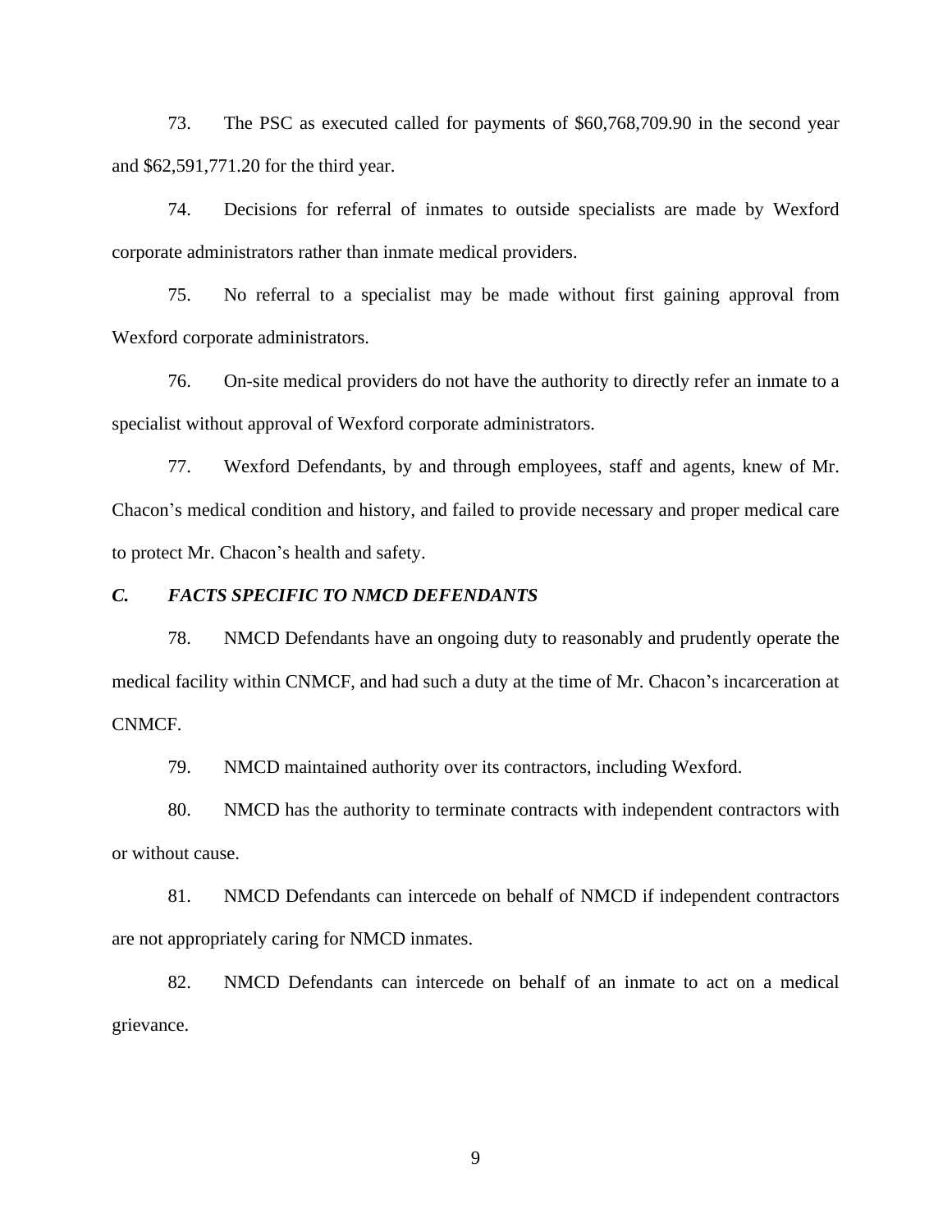73. The PSC as executed called for payments of $60,768,709.90 in the second year and $62,591,771.20 for the third year.

74. Decisions for referral of inmates to outside specialists are made by Wexford corporate administrators rather than inmate medical providers.

75. No referral to a specialist may be made without first gaining approval from Wexford corporate administrators.

76. On-site medical providers do not have the authority to directly refer an inmate to a specialist without approval of Wexford corporate administrators.

77. Wexford Defendants, by and through employees, staff and agents, knew of Mr. Chacon's medical condition and history, and failed to provide necessary and proper medical care to protect Mr. Chacon's health and safety.

### *C. FACTS SPECIFIC TO NMCD DEFENDANTS*

78. NMCD Defendants have an ongoing duty to reasonably and prudently operate the medical facility within CNMCF, and had such a duty at the time of Mr. Chacon's incarceration at CNMCF.

79. NMCD maintained authority over its contractors, including Wexford.

80. NMCD has the authority to terminate contracts with independent contractors with or without cause.

81. NMCD Defendants can intercede on behalf of NMCD if independent contractors are not appropriately caring for NMCD inmates.

82. NMCD Defendants can intercede on behalf of an inmate to act on a medical grievance.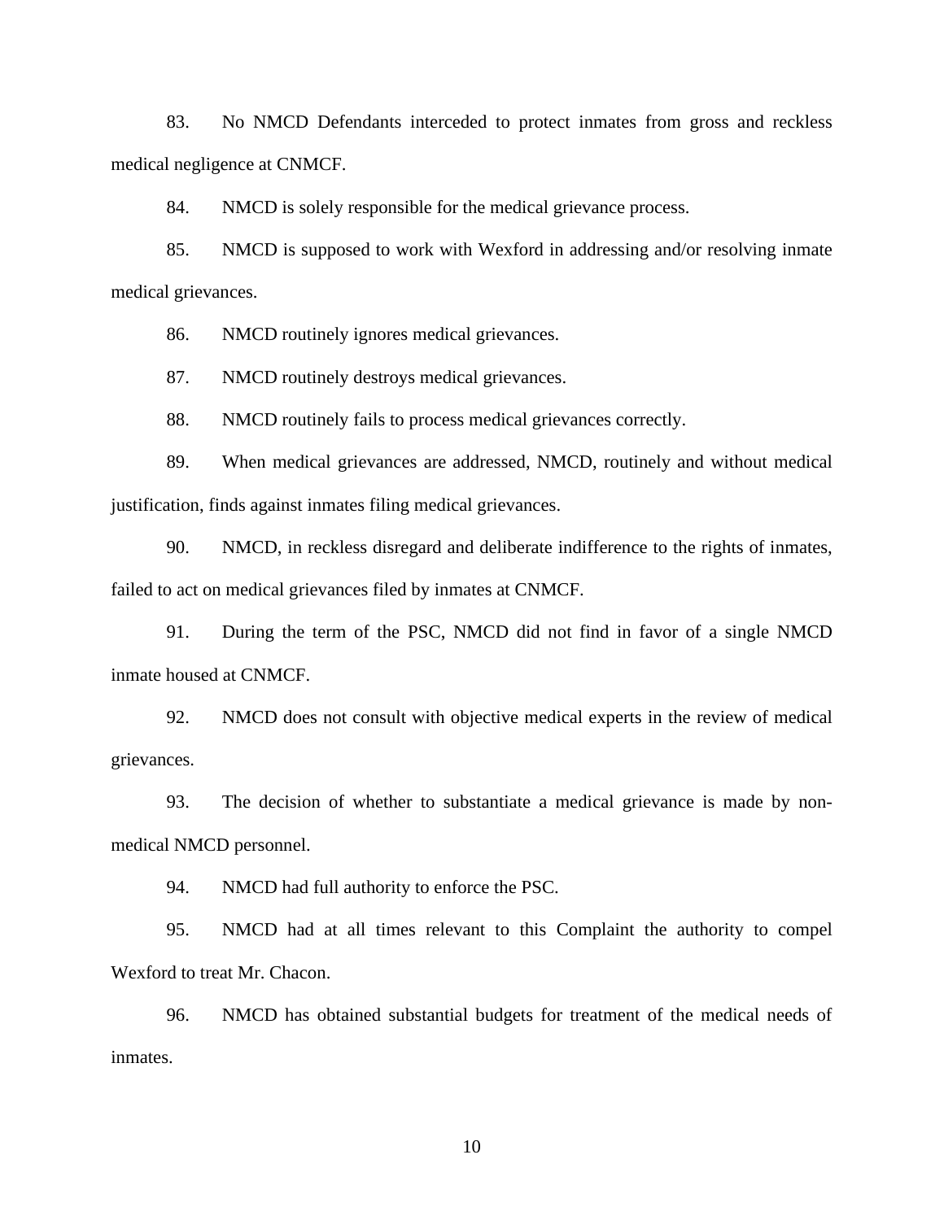83. No NMCD Defendants interceded to protect inmates from gross and reckless medical negligence at CNMCF.

84. NMCD is solely responsible for the medical grievance process.

85. NMCD is supposed to work with Wexford in addressing and/or resolving inmate medical grievances.

86. NMCD routinely ignores medical grievances.

87. NMCD routinely destroys medical grievances.

88. NMCD routinely fails to process medical grievances correctly.

89. When medical grievances are addressed, NMCD, routinely and without medical justification, finds against inmates filing medical grievances.

90. NMCD, in reckless disregard and deliberate indifference to the rights of inmates, failed to act on medical grievances filed by inmates at CNMCF.

91. During the term of the PSC, NMCD did not find in favor of a single NMCD inmate housed at CNMCF.

92. NMCD does not consult with objective medical experts in the review of medical grievances.

93. The decision of whether to substantiate a medical grievance is made by non-medical NMCD personnel.

94. NMCD had full authority to enforce the PSC.

95. NMCD had at all times relevant to this Complaint the authority to compel Wexford to treat Mr. Chacon.

96. NMCD has obtained substantial budgets for treatment of the medical needs of inmates.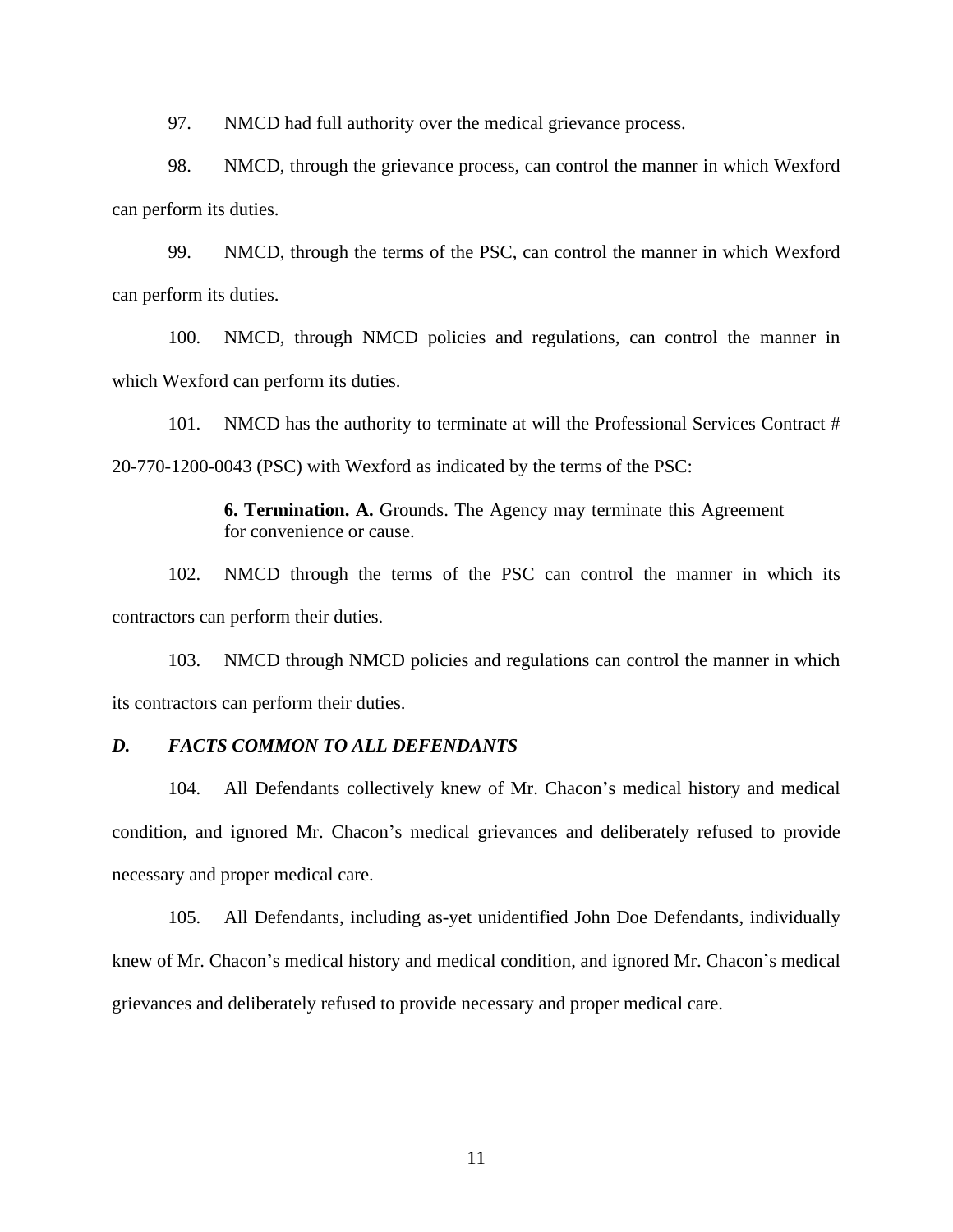97. NMCD had full authority over the medical grievance process.

98. NMCD, through the grievance process, can control the manner in which Wexford can perform its duties.

99. NMCD, through the terms of the PSC, can control the manner in which Wexford can perform its duties.

100. NMCD, through NMCD policies and regulations, can control the manner in which Wexford can perform its duties.

101. NMCD has the authority to terminate at will the Professional Services Contract # 20-770-1200-0043 (PSC) with Wexford as indicated by the terms of the PSC:

> **6. Termination. A.** Grounds. The Agency may terminate this Agreement for convenience or cause.

102. NMCD through the terms of the PSC can control the manner in which its contractors can perform their duties.

103. NMCD through NMCD policies and regulations can control the manner in which its contractors can perform their duties.

### *D. FACTS COMMON TO ALL DEFENDANTS*

104. All Defendants collectively knew of Mr. Chacon's medical history and medical condition, and ignored Mr. Chacon's medical grievances and deliberately refused to provide necessary and proper medical care.

105. All Defendants, including as-yet unidentified John Doe Defendants, individually knew of Mr. Chacon's medical history and medical condition, and ignored Mr. Chacon's medical grievances and deliberately refused to provide necessary and proper medical care.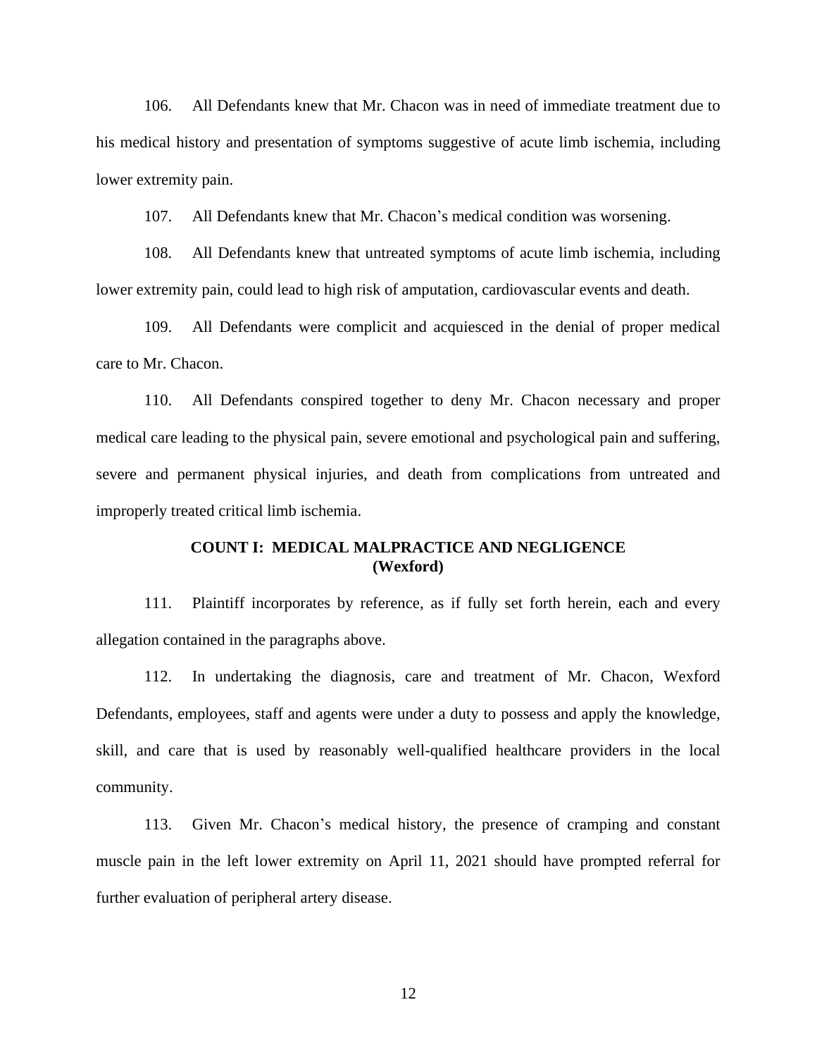106. All Defendants knew that Mr. Chacon was in need of immediate treatment due to his medical history and presentation of symptoms suggestive of acute limb ischemia, including lower extremity pain.

107. All Defendants knew that Mr. Chacon's medical condition was worsening.

108. All Defendants knew that untreated symptoms of acute limb ischemia, including lower extremity pain, could lead to high risk of amputation, cardiovascular events and death.

109. All Defendants were complicit and acquiesced in the denial of proper medical care to Mr. Chacon.

110. All Defendants conspired together to deny Mr. Chacon necessary and proper medical care leading to the physical pain, severe emotional and psychological pain and suffering, severe and permanent physical injuries, and death from complications from untreated and improperly treated critical limb ischemia.

## COUNT I: MEDICAL MALPRACTICE AND NEGLIGENCE (Wexford)

111. Plaintiff incorporates by reference, as if fully set forth herein, each and every allegation contained in the paragraphs above.

112. In undertaking the diagnosis, care and treatment of Mr. Chacon, Wexford Defendants, employees, staff and agents were under a duty to possess and apply the knowledge, skill, and care that is used by reasonably well-qualified healthcare providers in the local community.

113. Given Mr. Chacon's medical history, the presence of cramping and constant muscle pain in the left lower extremity on April 11, 2021 should have prompted referral for further evaluation of peripheral artery disease.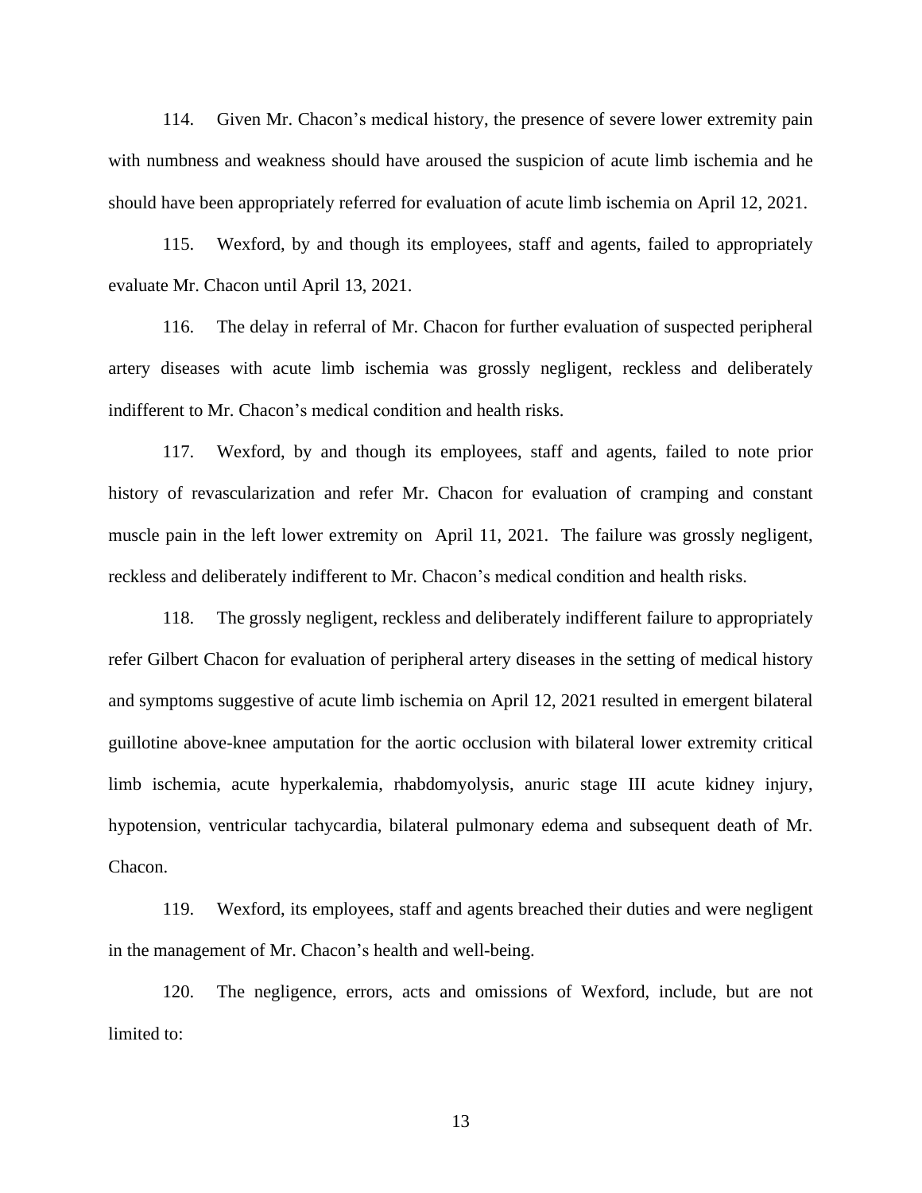114. Given Mr. Chacon's medical history, the presence of severe lower extremity pain with numbness and weakness should have aroused the suspicion of acute limb ischemia and he should have been appropriately referred for evaluation of acute limb ischemia on April 12, 2021.

115. Wexford, by and though its employees, staff and agents, failed to appropriately evaluate Mr. Chacon until April 13, 2021.

116. The delay in referral of Mr. Chacon for further evaluation of suspected peripheral artery diseases with acute limb ischemia was grossly negligent, reckless and deliberately indifferent to Mr. Chacon's medical condition and health risks.

117. Wexford, by and though its employees, staff and agents, failed to note prior history of revascularization and refer Mr. Chacon for evaluation of cramping and constant muscle pain in the left lower extremity on April 11, 2021. The failure was grossly negligent, reckless and deliberately indifferent to Mr. Chacon's medical condition and health risks.

118. The grossly negligent, reckless and deliberately indifferent failure to appropriately refer Gilbert Chacon for evaluation of peripheral artery diseases in the setting of medical history and symptoms suggestive of acute limb ischemia on April 12, 2021 resulted in emergent bilateral guillotine above-knee amputation for the aortic occlusion with bilateral lower extremity critical limb ischemia, acute hyperkalemia, rhabdomyolysis, anuric stage III acute kidney injury, hypotension, ventricular tachycardia, bilateral pulmonary edema and subsequent death of Mr. Chacon.

119. Wexford, its employees, staff and agents breached their duties and were negligent in the management of Mr. Chacon's health and well-being.

120. The negligence, errors, acts and omissions of Wexford, include, but are not limited to: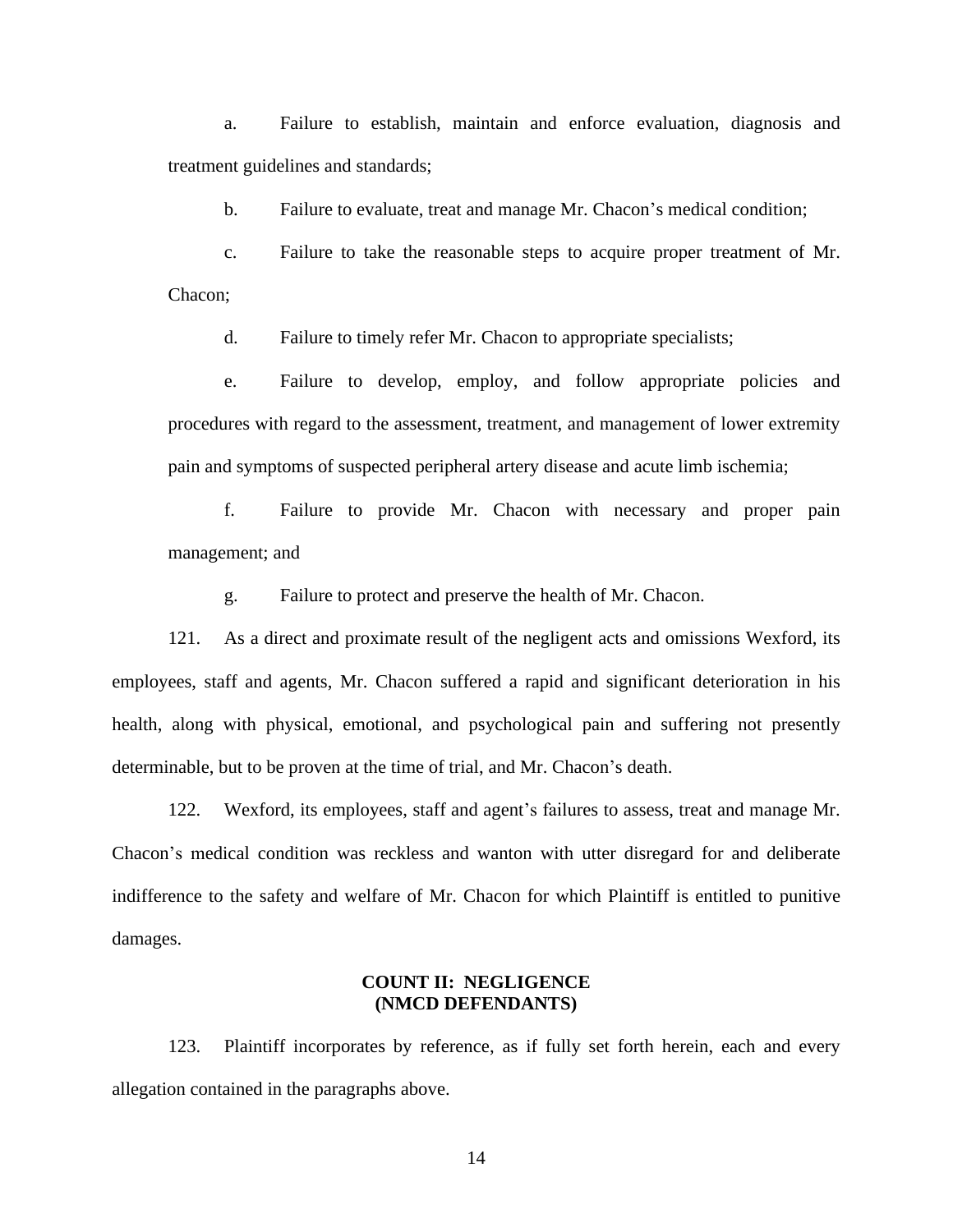a. Failure to establish, maintain and enforce evaluation, diagnosis and treatment guidelines and standards;

b. Failure to evaluate, treat and manage Mr. Chacon's medical condition;

c. Failure to take the reasonable steps to acquire proper treatment of Mr. Chacon;

d. Failure to timely refer Mr. Chacon to appropriate specialists;

e. Failure to develop, employ, and follow appropriate policies and procedures with regard to the assessment, treatment, and management of lower extremity pain and symptoms of suspected peripheral artery disease and acute limb ischemia;

f. Failure to provide Mr. Chacon with necessary and proper pain management; and

g. Failure to protect and preserve the health of Mr. Chacon.

121. As a direct and proximate result of the negligent acts and omissions Wexford, its employees, staff and agents, Mr. Chacon suffered a rapid and significant deterioration in his health, along with physical, emotional, and psychological pain and suffering not presently determinable, but to be proven at the time of trial, and Mr. Chacon's death.

122. Wexford, its employees, staff and agent's failures to assess, treat and manage Mr. Chacon's medical condition was reckless and wanton with utter disregard for and deliberate indifference to the safety and welfare of Mr. Chacon for which Plaintiff is entitled to punitive damages.

## COUNT II: NEGLIGENCE (NMCD DEFENDANTS)

123. Plaintiff incorporates by reference, as if fully set forth herein, each and every allegation contained in the paragraphs above.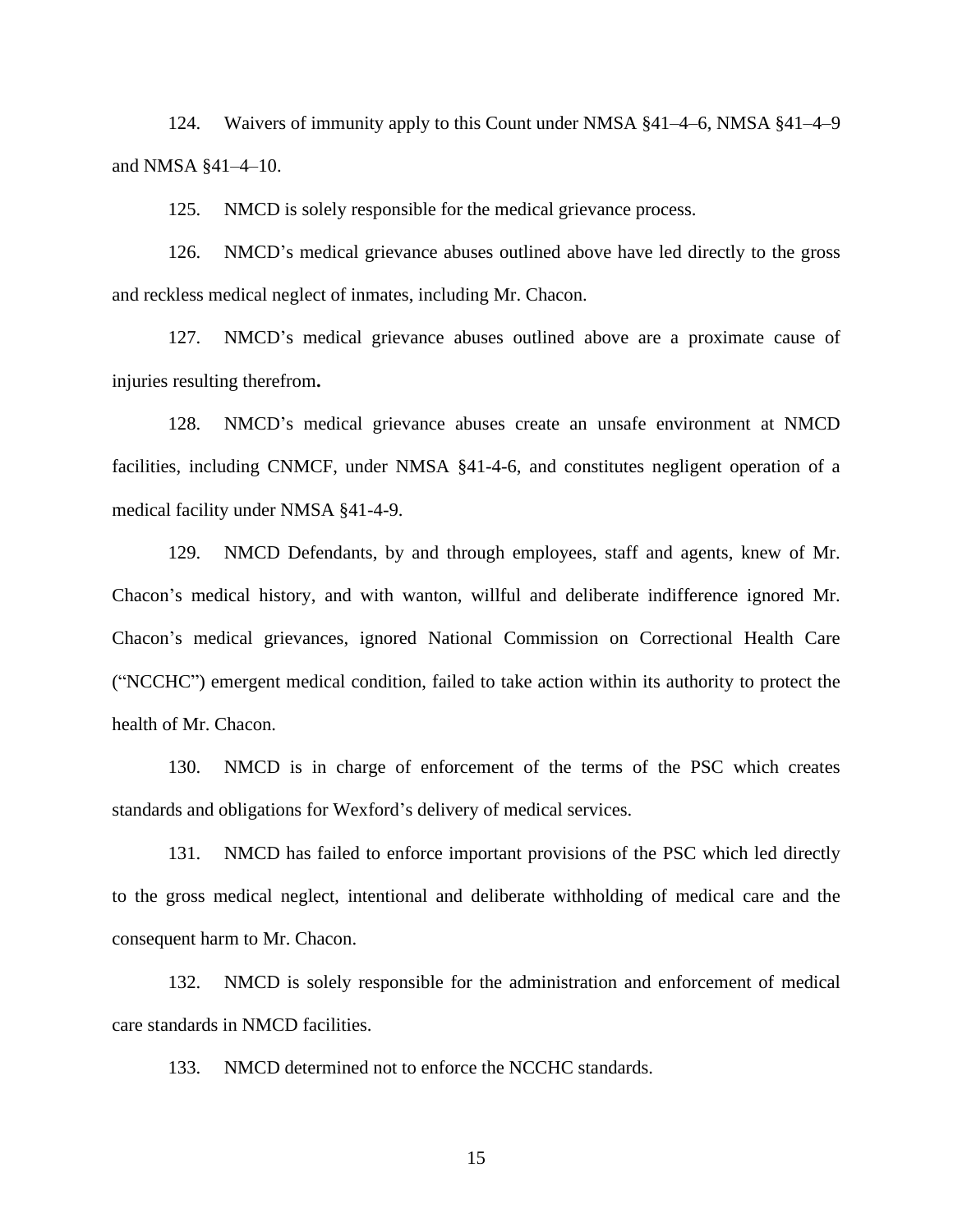124. Waivers of immunity apply to this Count under NMSA §41–4–6, NMSA §41–4–9 and NMSA §41–4–10.

125. NMCD is solely responsible for the medical grievance process.

126. NMCD's medical grievance abuses outlined above have led directly to the gross and reckless medical neglect of inmates, including Mr. Chacon.

127. NMCD's medical grievance abuses outlined above are a proximate cause of injuries resulting therefrom.

128. NMCD's medical grievance abuses create an unsafe environment at NMCD facilities, including CNMCF, under NMSA §41-4-6, and constitutes negligent operation of a medical facility under NMSA §41-4-9.

129. NMCD Defendants, by and through employees, staff and agents, knew of Mr. Chacon's medical history, and with wanton, willful and deliberate indifference ignored Mr. Chacon's medical grievances, ignored National Commission on Correctional Health Care ("NCCHC") emergent medical condition, failed to take action within its authority to protect the health of Mr. Chacon.

130. NMCD is in charge of enforcement of the terms of the PSC which creates standards and obligations for Wexford's delivery of medical services.

131. NMCD has failed to enforce important provisions of the PSC which led directly to the gross medical neglect, intentional and deliberate withholding of medical care and the consequent harm to Mr. Chacon.

132. NMCD is solely responsible for the administration and enforcement of medical care standards in NMCD facilities.

133. NMCD determined not to enforce the NCCHC standards.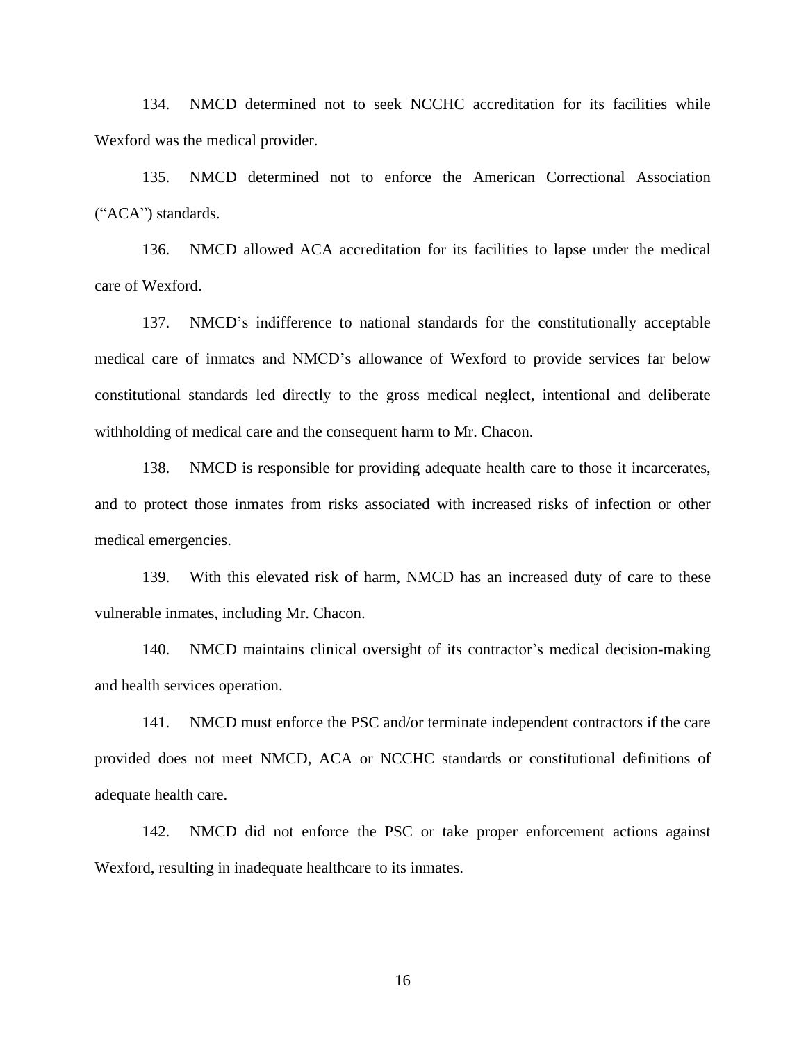134. NMCD determined not to seek NCCHC accreditation for its facilities while Wexford was the medical provider.

135. NMCD determined not to enforce the American Correctional Association ("ACA") standards.

136. NMCD allowed ACA accreditation for its facilities to lapse under the medical care of Wexford.

137. NMCD's indifference to national standards for the constitutionally acceptable medical care of inmates and NMCD's allowance of Wexford to provide services far below constitutional standards led directly to the gross medical neglect, intentional and deliberate withholding of medical care and the consequent harm to Mr. Chacon.

138. NMCD is responsible for providing adequate health care to those it incarcerates, and to protect those inmates from risks associated with increased risks of infection or other medical emergencies.

139. With this elevated risk of harm, NMCD has an increased duty of care to these vulnerable inmates, including Mr. Chacon.

140. NMCD maintains clinical oversight of its contractor's medical decision-making and health services operation.

141. NMCD must enforce the PSC and/or terminate independent contractors if the care provided does not meet NMCD, ACA or NCCHC standards or constitutional definitions of adequate health care.

142. NMCD did not enforce the PSC or take proper enforcement actions against Wexford, resulting in inadequate healthcare to its inmates.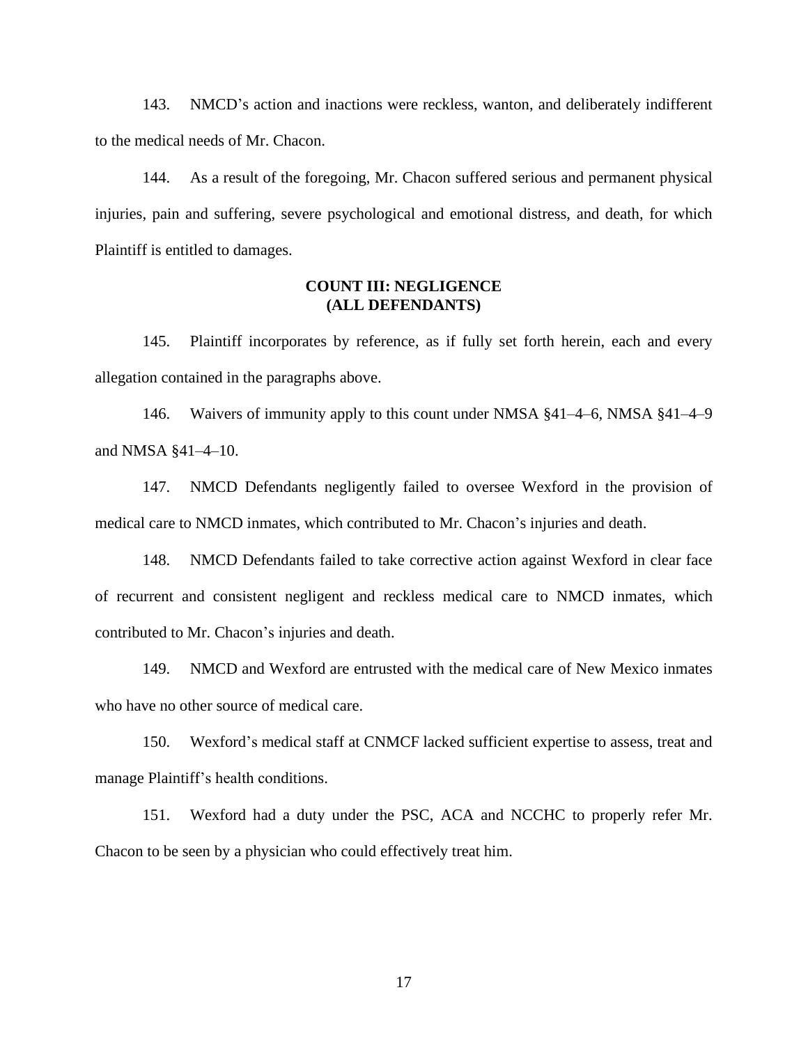143. NMCD's action and inactions were reckless, wanton, and deliberately indifferent to the medical needs of Mr. Chacon.

144. As a result of the foregoing, Mr. Chacon suffered serious and permanent physical injuries, pain and suffering, severe psychological and emotional distress, and death, for which Plaintiff is entitled to damages.

**COUNT III: NEGLIGENCE**
**(ALL DEFENDANTS)**

145. Plaintiff incorporates by reference, as if fully set forth herein, each and every allegation contained in the paragraphs above.

146. Waivers of immunity apply to this count under NMSA §41–4–6, NMSA §41–4–9 and NMSA §41–4–10.

147. NMCD Defendants negligently failed to oversee Wexford in the provision of medical care to NMCD inmates, which contributed to Mr. Chacon's injuries and death.

148. NMCD Defendants failed to take corrective action against Wexford in clear face of recurrent and consistent negligent and reckless medical care to NMCD inmates, which contributed to Mr. Chacon's injuries and death.

149. NMCD and Wexford are entrusted with the medical care of New Mexico inmates who have no other source of medical care.

150. Wexford's medical staff at CNMCF lacked sufficient expertise to assess, treat and manage Plaintiff's health conditions.

151. Wexford had a duty under the PSC, ACA and NCCHC to properly refer Mr. Chacon to be seen by a physician who could effectively treat him.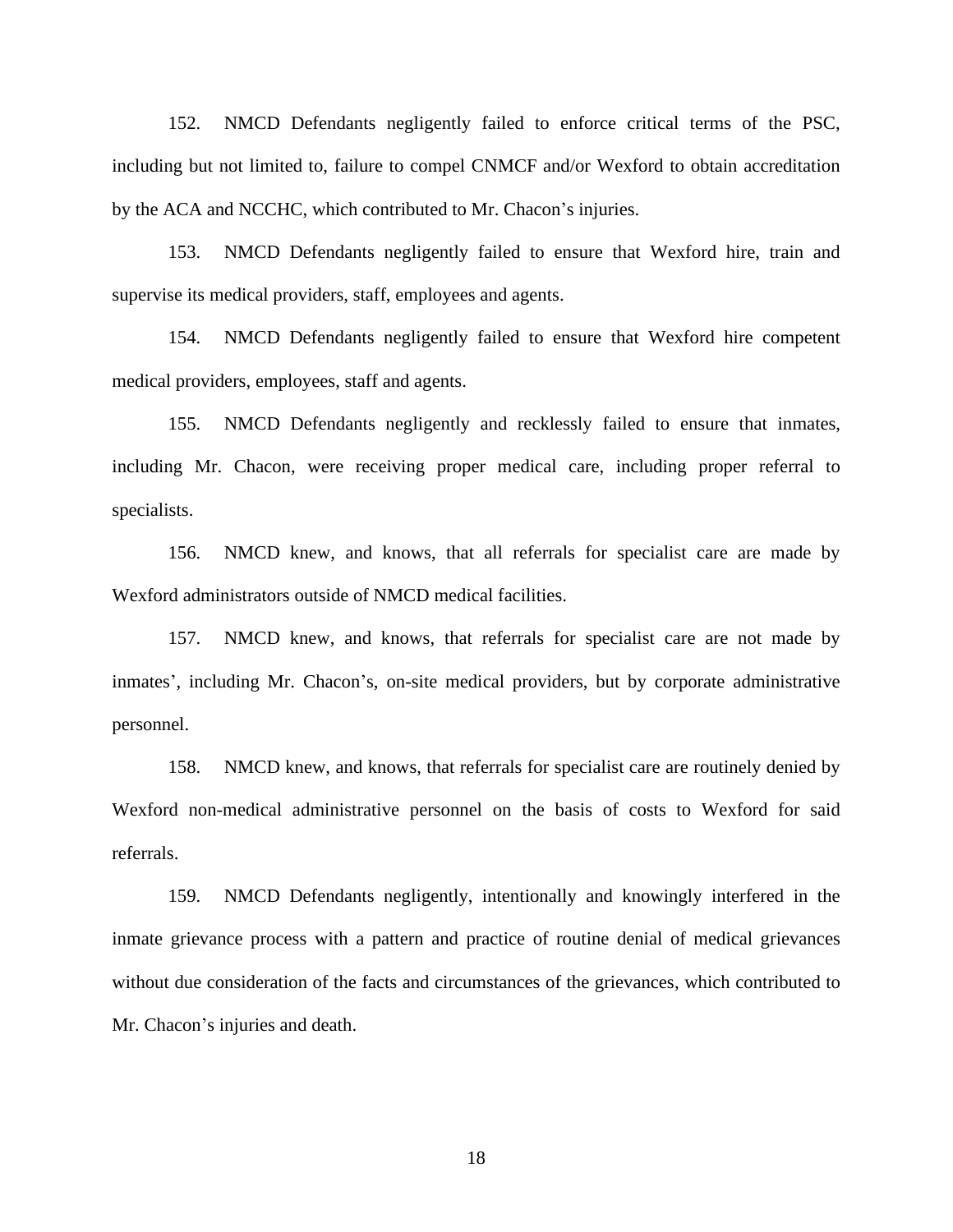152. NMCD Defendants negligently failed to enforce critical terms of the PSC, including but not limited to, failure to compel CNMCF and/or Wexford to obtain accreditation by the ACA and NCCHC, which contributed to Mr. Chacon's injuries.

153. NMCD Defendants negligently failed to ensure that Wexford hire, train and supervise its medical providers, staff, employees and agents.

154. NMCD Defendants negligently failed to ensure that Wexford hire competent medical providers, employees, staff and agents.

155. NMCD Defendants negligently and recklessly failed to ensure that inmates, including Mr. Chacon, were receiving proper medical care, including proper referral to specialists.

156. NMCD knew, and knows, that all referrals for specialist care are made by Wexford administrators outside of NMCD medical facilities.

157. NMCD knew, and knows, that referrals for specialist care are not made by inmates', including Mr. Chacon's, on-site medical providers, but by corporate administrative personnel.

158. NMCD knew, and knows, that referrals for specialist care are routinely denied by Wexford non-medical administrative personnel on the basis of costs to Wexford for said referrals.

159. NMCD Defendants negligently, intentionally and knowingly interfered in the inmate grievance process with a pattern and practice of routine denial of medical grievances without due consideration of the facts and circumstances of the grievances, which contributed to Mr. Chacon's injuries and death.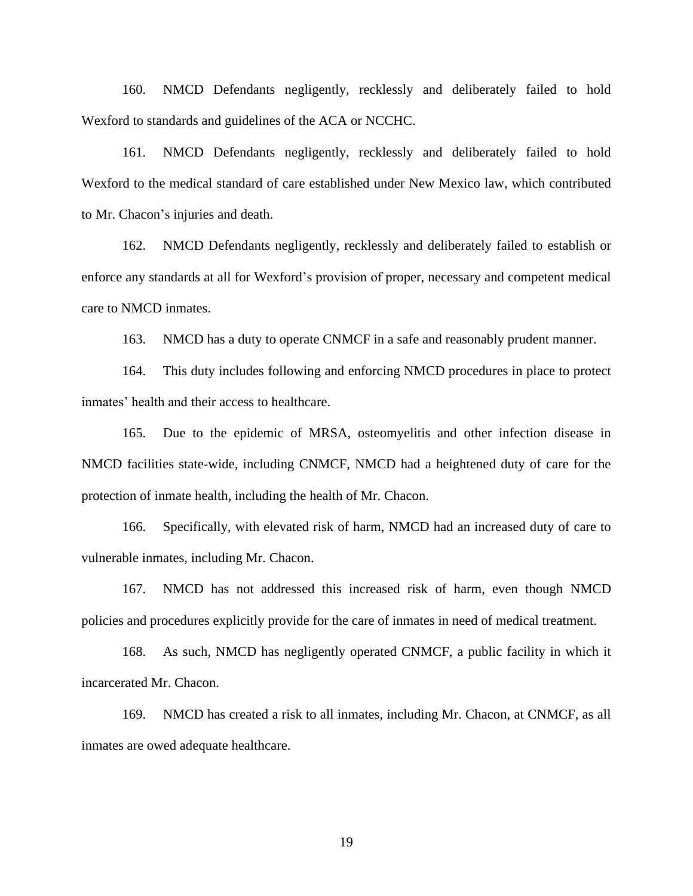160. NMCD Defendants negligently, recklessly and deliberately failed to hold Wexford to standards and guidelines of the ACA or NCCHC.

161. NMCD Defendants negligently, recklessly and deliberately failed to hold Wexford to the medical standard of care established under New Mexico law, which contributed to Mr. Chacon's injuries and death.

162. NMCD Defendants negligently, recklessly and deliberately failed to establish or enforce any standards at all for Wexford's provision of proper, necessary and competent medical care to NMCD inmates.

163. NMCD has a duty to operate CNMCF in a safe and reasonably prudent manner.

164. This duty includes following and enforcing NMCD procedures in place to protect inmates' health and their access to healthcare.

165. Due to the epidemic of MRSA, osteomyelitis and other infection disease in NMCD facilities state-wide, including CNMCF, NMCD had a heightened duty of care for the protection of inmate health, including the health of Mr. Chacon.

166. Specifically, with elevated risk of harm, NMCD had an increased duty of care to vulnerable inmates, including Mr. Chacon.

167. NMCD has not addressed this increased risk of harm, even though NMCD policies and procedures explicitly provide for the care of inmates in need of medical treatment.

168. As such, NMCD has negligently operated CNMCF, a public facility in which it incarcerated Mr. Chacon.

169. NMCD has created a risk to all inmates, including Mr. Chacon, at CNMCF, as all inmates are owed adequate healthcare.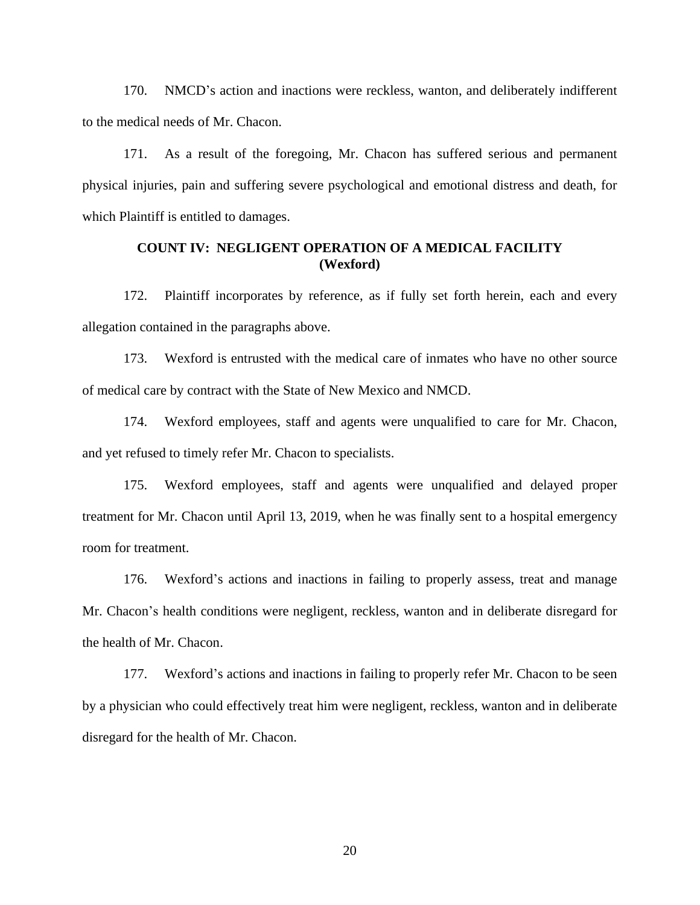170. NMCD's action and inactions were reckless, wanton, and deliberately indifferent to the medical needs of Mr. Chacon.

171. As a result of the foregoing, Mr. Chacon has suffered serious and permanent physical injuries, pain and suffering severe psychological and emotional distress and death, for which Plaintiff is entitled to damages.

**COUNT IV: NEGLIGENT OPERATION OF A MEDICAL FACILITY (Wexford)**

172. Plaintiff incorporates by reference, as if fully set forth herein, each and every allegation contained in the paragraphs above.

173. Wexford is entrusted with the medical care of inmates who have no other source of medical care by contract with the State of New Mexico and NMCD.

174. Wexford employees, staff and agents were unqualified to care for Mr. Chacon, and yet refused to timely refer Mr. Chacon to specialists.

175. Wexford employees, staff and agents were unqualified and delayed proper treatment for Mr. Chacon until April 13, 2019, when he was finally sent to a hospital emergency room for treatment.

176. Wexford's actions and inactions in failing to properly assess, treat and manage Mr. Chacon's health conditions were negligent, reckless, wanton and in deliberate disregard for the health of Mr. Chacon.

177. Wexford's actions and inactions in failing to properly refer Mr. Chacon to be seen by a physician who could effectively treat him were negligent, reckless, wanton and in deliberate disregard for the health of Mr. Chacon.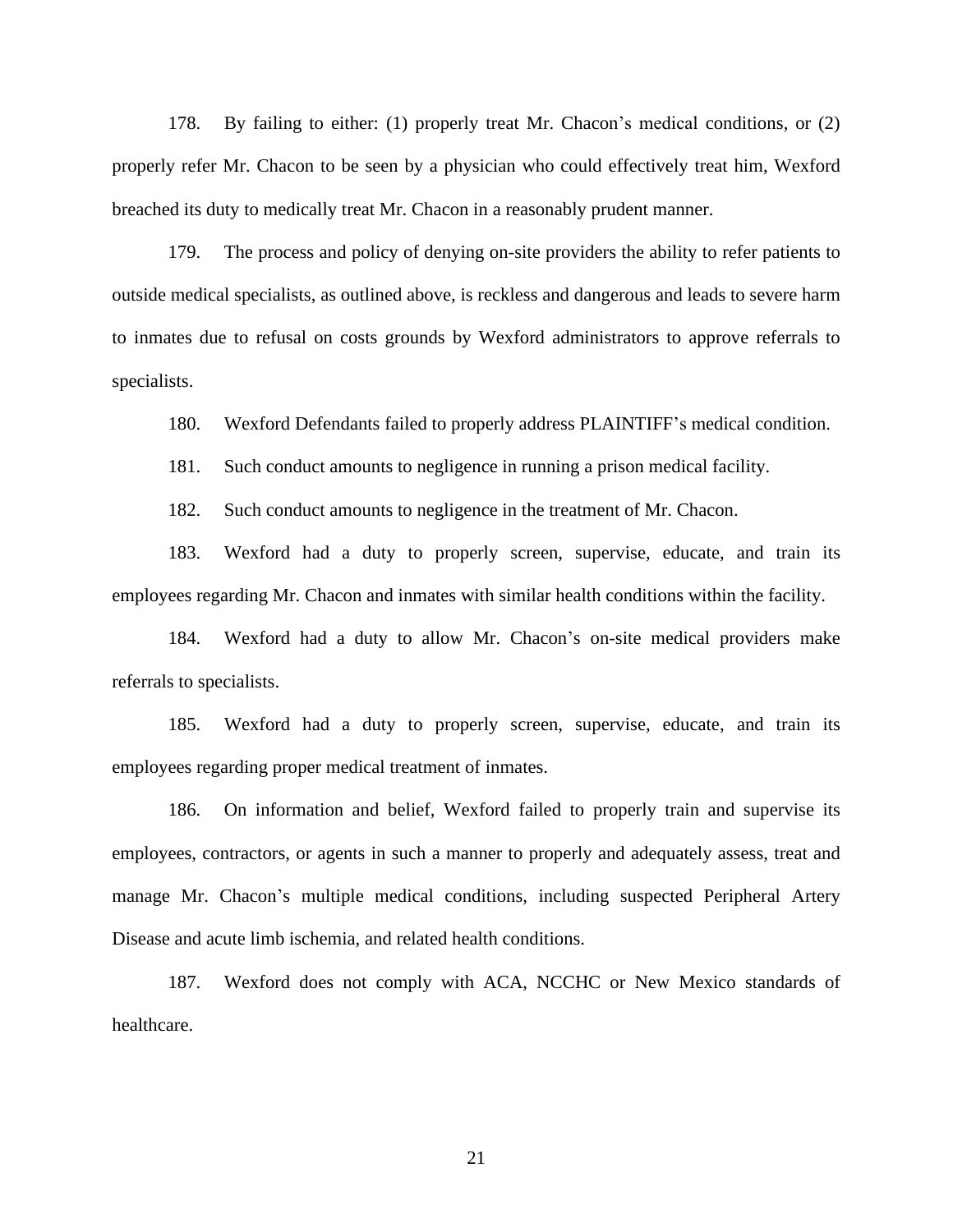178. By failing to either: (1) properly treat Mr. Chacon's medical conditions, or (2) properly refer Mr. Chacon to be seen by a physician who could effectively treat him, Wexford breached its duty to medically treat Mr. Chacon in a reasonably prudent manner.

179. The process and policy of denying on-site providers the ability to refer patients to outside medical specialists, as outlined above, is reckless and dangerous and leads to severe harm to inmates due to refusal on costs grounds by Wexford administrators to approve referrals to specialists.

180. Wexford Defendants failed to properly address PLAINTIFF's medical condition.

181. Such conduct amounts to negligence in running a prison medical facility.

182. Such conduct amounts to negligence in the treatment of Mr. Chacon.

183. Wexford had a duty to properly screen, supervise, educate, and train its employees regarding Mr. Chacon and inmates with similar health conditions within the facility.

184. Wexford had a duty to allow Mr. Chacon's on-site medical providers make referrals to specialists.

185. Wexford had a duty to properly screen, supervise, educate, and train its employees regarding proper medical treatment of inmates.

186. On information and belief, Wexford failed to properly train and supervise its employees, contractors, or agents in such a manner to properly and adequately assess, treat and manage Mr. Chacon's multiple medical conditions, including suspected Peripheral Artery Disease and acute limb ischemia, and related health conditions.

187. Wexford does not comply with ACA, NCCHC or New Mexico standards of healthcare.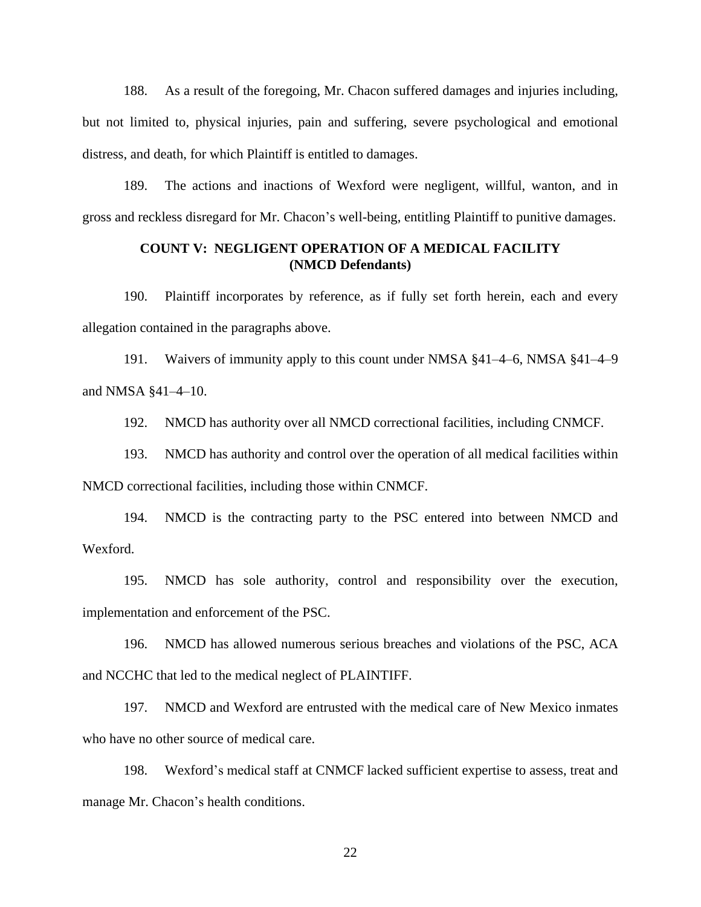188. As a result of the foregoing, Mr. Chacon suffered damages and injuries including, but not limited to, physical injuries, pain and suffering, severe psychological and emotional distress, and death, for which Plaintiff is entitled to damages.

189. The actions and inactions of Wexford were negligent, willful, wanton, and in gross and reckless disregard for Mr. Chacon's well-being, entitling Plaintiff to punitive damages.

**COUNT V: NEGLIGENT OPERATION OF A MEDICAL FACILITY**
**(NMCD Defendants)**

190. Plaintiff incorporates by reference, as if fully set forth herein, each and every allegation contained in the paragraphs above.

191. Waivers of immunity apply to this count under NMSA §41–4–6, NMSA §41–4–9 and NMSA §41–4–10.

192. NMCD has authority over all NMCD correctional facilities, including CNMCF.

193. NMCD has authority and control over the operation of all medical facilities within NMCD correctional facilities, including those within CNMCF.

194. NMCD is the contracting party to the PSC entered into between NMCD and Wexford.

195. NMCD has sole authority, control and responsibility over the execution, implementation and enforcement of the PSC.

196. NMCD has allowed numerous serious breaches and violations of the PSC, ACA and NCCHC that led to the medical neglect of PLAINTIFF.

197. NMCD and Wexford are entrusted with the medical care of New Mexico inmates who have no other source of medical care.

198. Wexford's medical staff at CNMCF lacked sufficient expertise to assess, treat and manage Mr. Chacon's health conditions.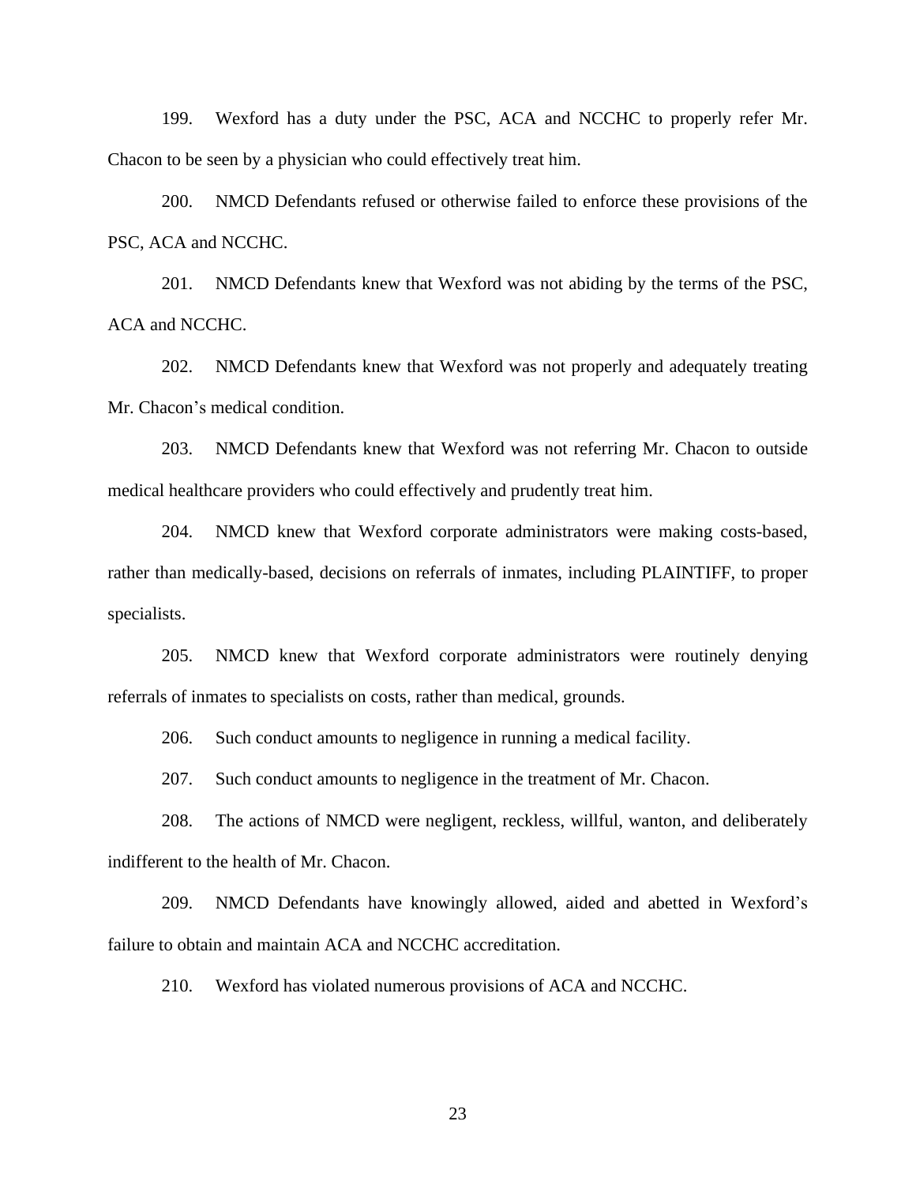199. Wexford has a duty under the PSC, ACA and NCCHC to properly refer Mr. Chacon to be seen by a physician who could effectively treat him.

200. NMCD Defendants refused or otherwise failed to enforce these provisions of the PSC, ACA and NCCHC.

201. NMCD Defendants knew that Wexford was not abiding by the terms of the PSC, ACA and NCCHC.

202. NMCD Defendants knew that Wexford was not properly and adequately treating Mr. Chacon's medical condition.

203. NMCD Defendants knew that Wexford was not referring Mr. Chacon to outside medical healthcare providers who could effectively and prudently treat him.

204. NMCD knew that Wexford corporate administrators were making costs-based, rather than medically-based, decisions on referrals of inmates, including PLAINTIFF, to proper specialists.

205. NMCD knew that Wexford corporate administrators were routinely denying referrals of inmates to specialists on costs, rather than medical, grounds.

206. Such conduct amounts to negligence in running a medical facility.

207. Such conduct amounts to negligence in the treatment of Mr. Chacon.

208. The actions of NMCD were negligent, reckless, willful, wanton, and deliberately indifferent to the health of Mr. Chacon.

209. NMCD Defendants have knowingly allowed, aided and abetted in Wexford's failure to obtain and maintain ACA and NCCHC accreditation.

210. Wexford has violated numerous provisions of ACA and NCCHC.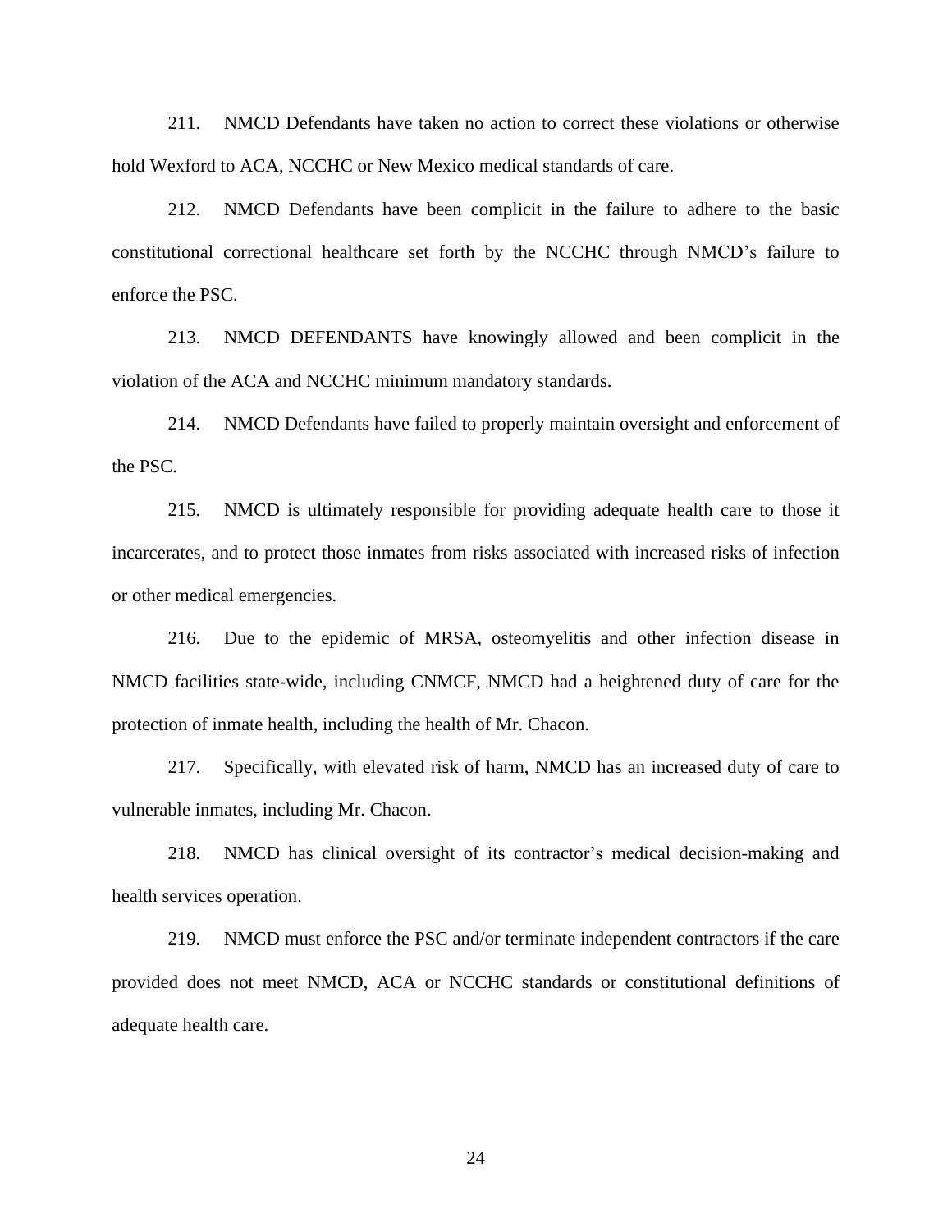211. NMCD Defendants have taken no action to correct these violations or otherwise hold Wexford to ACA, NCCHC or New Mexico medical standards of care.

212. NMCD Defendants have been complicit in the failure to adhere to the basic constitutional correctional healthcare set forth by the NCCHC through NMCD's failure to enforce the PSC.

213. NMCD DEFENDANTS have knowingly allowed and been complicit in the violation of the ACA and NCCHC minimum mandatory standards.

214. NMCD Defendants have failed to properly maintain oversight and enforcement of the PSC.

215. NMCD is ultimately responsible for providing adequate health care to those it incarcerates, and to protect those inmates from risks associated with increased risks of infection or other medical emergencies.

216. Due to the epidemic of MRSA, osteomyelitis and other infection disease in NMCD facilities state-wide, including CNMCF, NMCD had a heightened duty of care for the protection of inmate health, including the health of Mr. Chacon.

217. Specifically, with elevated risk of harm, NMCD has an increased duty of care to vulnerable inmates, including Mr. Chacon.

218. NMCD has clinical oversight of its contractor's medical decision-making and health services operation.

219. NMCD must enforce the PSC and/or terminate independent contractors if the care provided does not meet NMCD, ACA or NCCHC standards or constitutional definitions of adequate health care.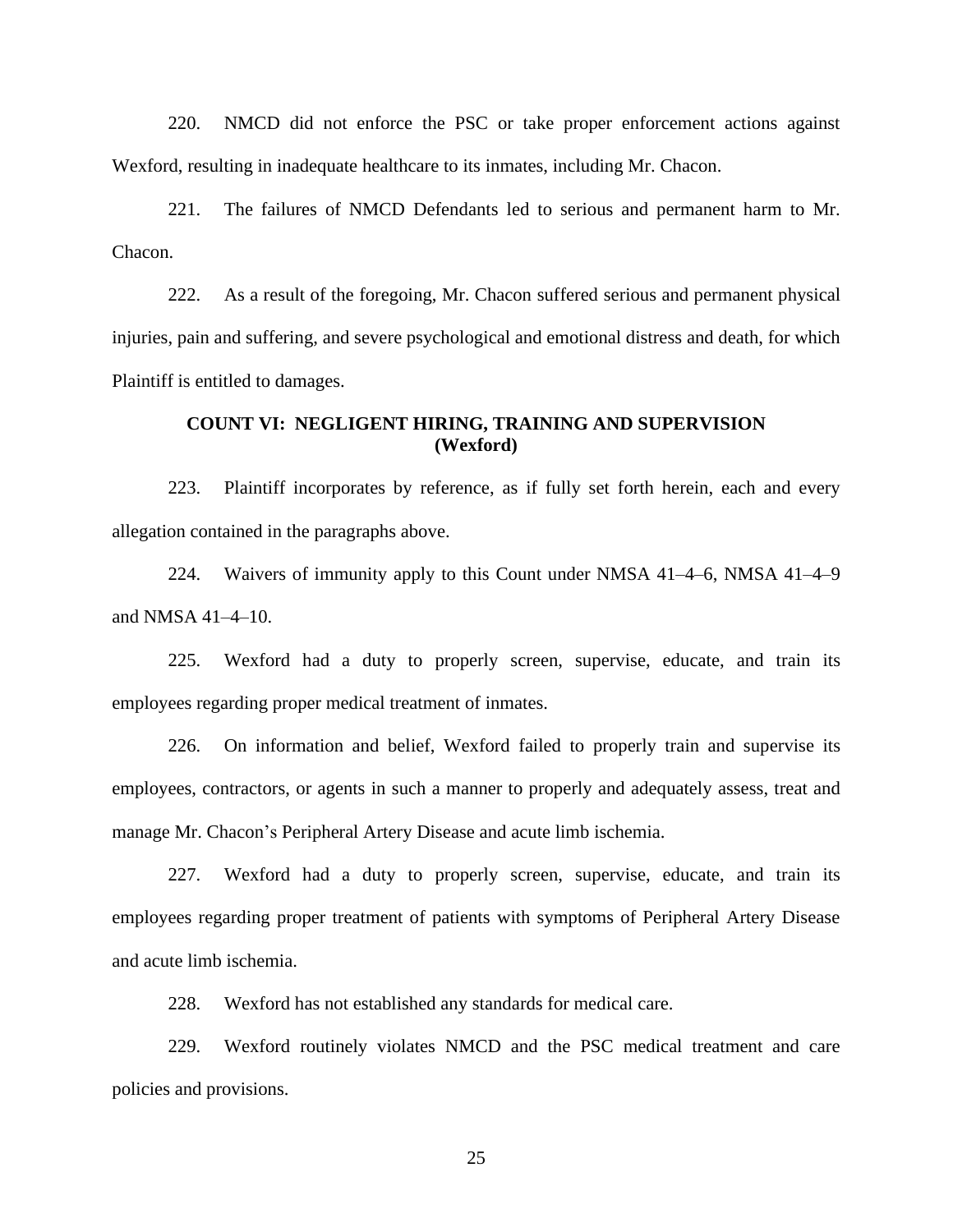220. NMCD did not enforce the PSC or take proper enforcement actions against Wexford, resulting in inadequate healthcare to its inmates, including Mr. Chacon.

221. The failures of NMCD Defendants led to serious and permanent harm to Mr. Chacon.

222. As a result of the foregoing, Mr. Chacon suffered serious and permanent physical injuries, pain and suffering, and severe psychological and emotional distress and death, for which Plaintiff is entitled to damages.

**COUNT VI: NEGLIGENT HIRING, TRAINING AND SUPERVISION (Wexford)**

223. Plaintiff incorporates by reference, as if fully set forth herein, each and every allegation contained in the paragraphs above.

224. Waivers of immunity apply to this Count under NMSA 41–4–6, NMSA 41–4–9 and NMSA 41–4–10.

225. Wexford had a duty to properly screen, supervise, educate, and train its employees regarding proper medical treatment of inmates.

226. On information and belief, Wexford failed to properly train and supervise its employees, contractors, or agents in such a manner to properly and adequately assess, treat and manage Mr. Chacon's Peripheral Artery Disease and acute limb ischemia.

227. Wexford had a duty to properly screen, supervise, educate, and train its employees regarding proper treatment of patients with symptoms of Peripheral Artery Disease and acute limb ischemia.

228. Wexford has not established any standards for medical care.

229. Wexford routinely violates NMCD and the PSC medical treatment and care policies and provisions.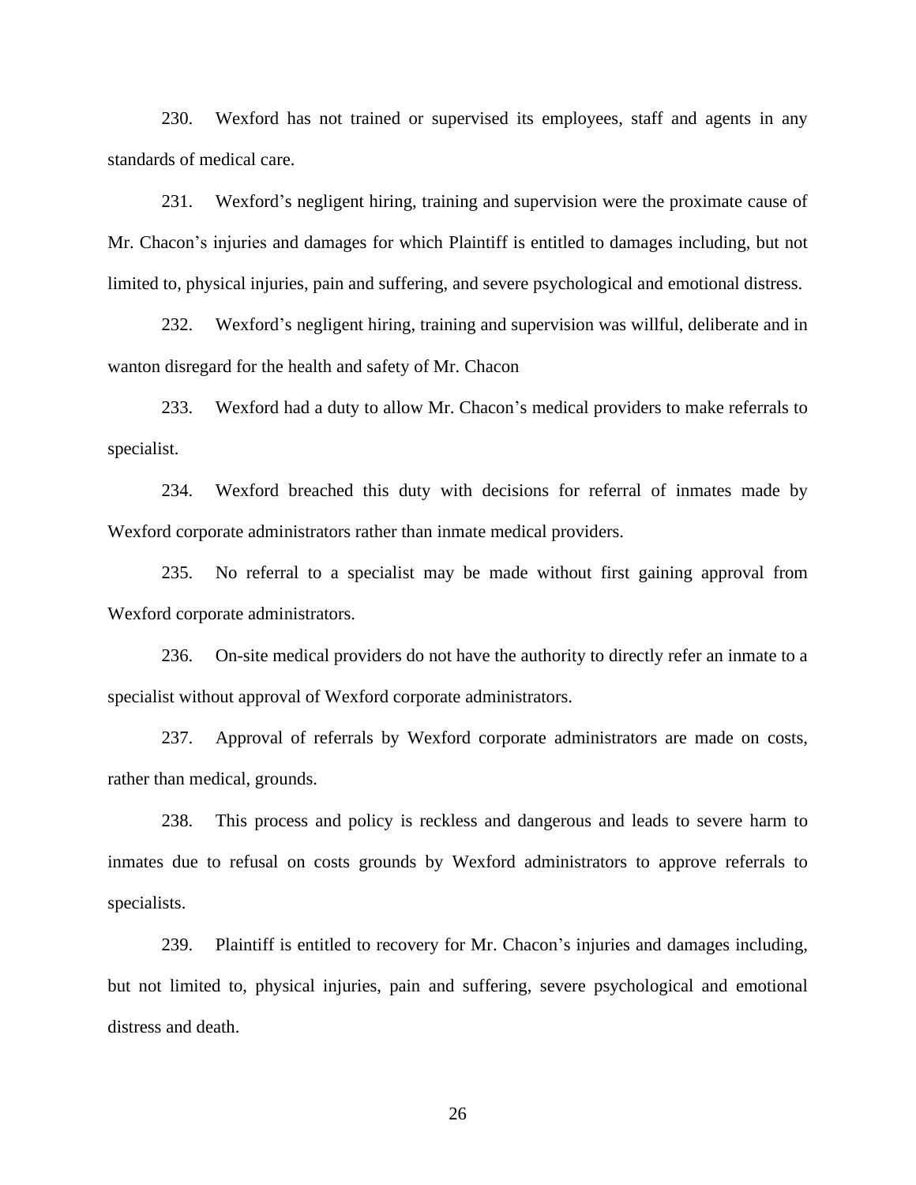230. Wexford has not trained or supervised its employees, staff and agents in any standards of medical care.

231. Wexford's negligent hiring, training and supervision were the proximate cause of Mr. Chacon's injuries and damages for which Plaintiff is entitled to damages including, but not limited to, physical injuries, pain and suffering, and severe psychological and emotional distress.

232. Wexford's negligent hiring, training and supervision was willful, deliberate and in wanton disregard for the health and safety of Mr. Chacon

233. Wexford had a duty to allow Mr. Chacon's medical providers to make referrals to specialist.

234. Wexford breached this duty with decisions for referral of inmates made by Wexford corporate administrators rather than inmate medical providers.

235. No referral to a specialist may be made without first gaining approval from Wexford corporate administrators.

236. On-site medical providers do not have the authority to directly refer an inmate to a specialist without approval of Wexford corporate administrators.

237. Approval of referrals by Wexford corporate administrators are made on costs, rather than medical, grounds.

238. This process and policy is reckless and dangerous and leads to severe harm to inmates due to refusal on costs grounds by Wexford administrators to approve referrals to specialists.

239. Plaintiff is entitled to recovery for Mr. Chacon's injuries and damages including, but not limited to, physical injuries, pain and suffering, severe psychological and emotional distress and death.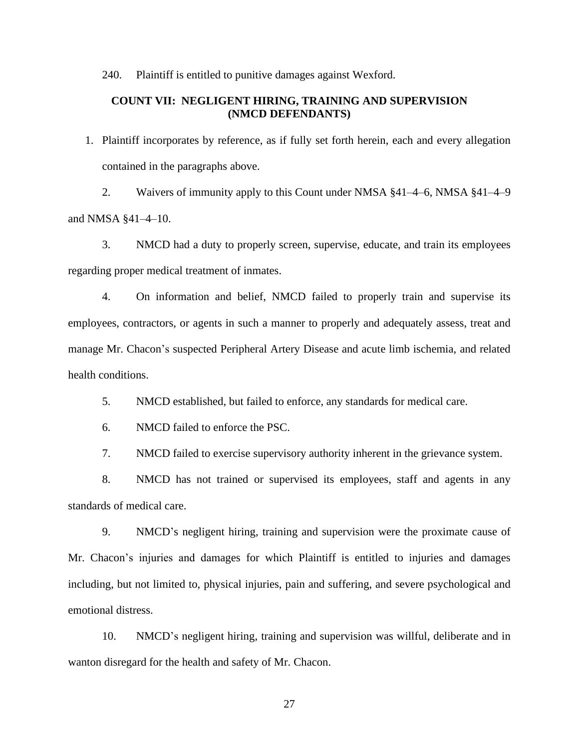240. Plaintiff is entitled to punitive damages against Wexford.

**COUNT VII: NEGLIGENT HIRING, TRAINING AND SUPERVISION (NMCD DEFENDANTS)**

1. Plaintiff incorporates by reference, as if fully set forth herein, each and every allegation contained in the paragraphs above.

2. Waivers of immunity apply to this Count under NMSA §41–4–6, NMSA §41–4–9 and NMSA §41–4–10.

3. NMCD had a duty to properly screen, supervise, educate, and train its employees regarding proper medical treatment of inmates.

4. On information and belief, NMCD failed to properly train and supervise its employees, contractors, or agents in such a manner to properly and adequately assess, treat and manage Mr. Chacon's suspected Peripheral Artery Disease and acute limb ischemia, and related health conditions.

5. NMCD established, but failed to enforce, any standards for medical care.

6. NMCD failed to enforce the PSC.

7. NMCD failed to exercise supervisory authority inherent in the grievance system.

8. NMCD has not trained or supervised its employees, staff and agents in any standards of medical care.

9. NMCD's negligent hiring, training and supervision were the proximate cause of Mr. Chacon's injuries and damages for which Plaintiff is entitled to injuries and damages including, but not limited to, physical injuries, pain and suffering, and severe psychological and emotional distress.

10. NMCD's negligent hiring, training and supervision was willful, deliberate and in wanton disregard for the health and safety of Mr. Chacon.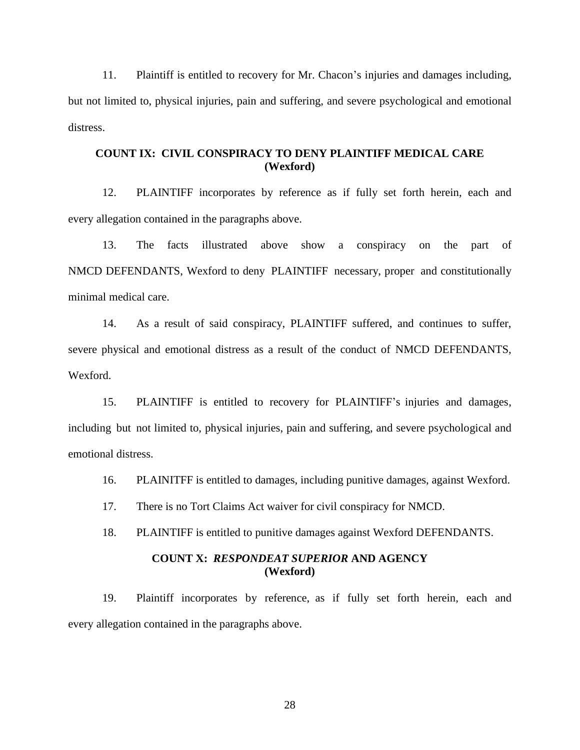11. Plaintiff is entitled to recovery for Mr. Chacon's injuries and damages including, but not limited to, physical injuries, pain and suffering, and severe psychological and emotional distress.

**COUNT IX: CIVIL CONSPIRACY TO DENY PLAINTIFF MEDICAL CARE**
**(Wexford)**

12. PLAINTIFF incorporates by reference as if fully set forth herein, each and every allegation contained in the paragraphs above.

13. The facts illustrated above show a conspiracy on the part of NMCD DEFENDANTS, Wexford to deny PLAINTIFF necessary, proper and constitutionally minimal medical care.

14. As a result of said conspiracy, PLAINTIFF suffered, and continues to suffer, severe physical and emotional distress as a result of the conduct of NMCD DEFENDANTS, Wexford.

15. PLAINTIFF is entitled to recovery for PLAINTIFF's injuries and damages, including but not limited to, physical injuries, pain and suffering, and severe psychological and emotional distress.

16. PLAINITFF is entitled to damages, including punitive damages, against Wexford.

17. There is no Tort Claims Act waiver for civil conspiracy for NMCD.

18. PLAINTIFF is entitled to punitive damages against Wexford DEFENDANTS.

**COUNT X: *RESPONDEAT SUPERIOR* AND AGENCY**
**(Wexford)**

19. Plaintiff incorporates by reference, as if fully set forth herein, each and every allegation contained in the paragraphs above.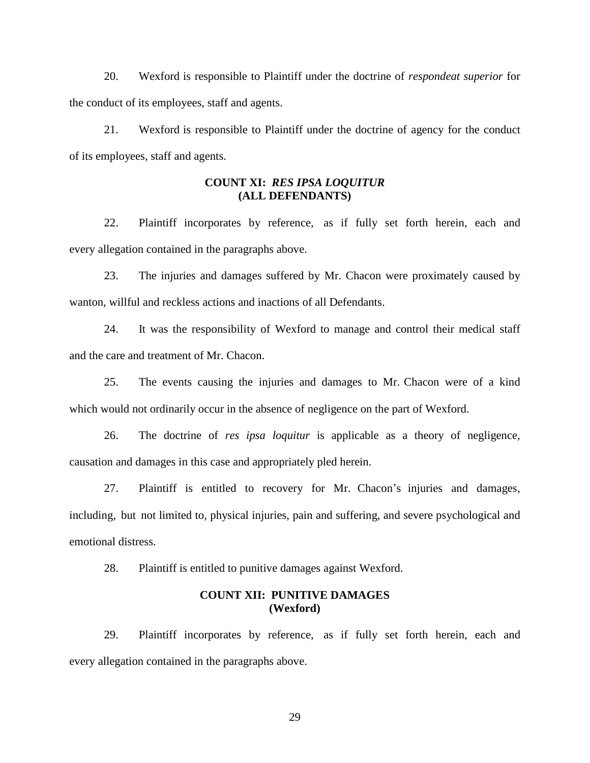20. Wexford is responsible to Plaintiff under the doctrine of *respondeat superior* for the conduct of its employees, staff and agents.

21. Wexford is responsible to Plaintiff under the doctrine of agency for the conduct of its employees, staff and agents.

### COUNT XI: *RES IPSA LOQUITUR* (ALL DEFENDANTS)

22. Plaintiff incorporates by reference, as if fully set forth herein, each and every allegation contained in the paragraphs above.

23. The injuries and damages suffered by Mr. Chacon were proximately caused by wanton, willful and reckless actions and inactions of all Defendants.

24. It was the responsibility of Wexford to manage and control their medical staff and the care and treatment of Mr. Chacon.

25. The events causing the injuries and damages to Mr. Chacon were of a kind which would not ordinarily occur in the absence of negligence on the part of Wexford.

26. The doctrine of *res ipsa loquitur* is applicable as a theory of negligence, causation and damages in this case and appropriately pled herein.

27. Plaintiff is entitled to recovery for Mr. Chacon's injuries and damages, including, but not limited to, physical injuries, pain and suffering, and severe psychological and emotional distress.

28. Plaintiff is entitled to punitive damages against Wexford.

### COUNT XII: PUNITIVE DAMAGES (Wexford)

29. Plaintiff incorporates by reference, as if fully set forth herein, each and every allegation contained in the paragraphs above.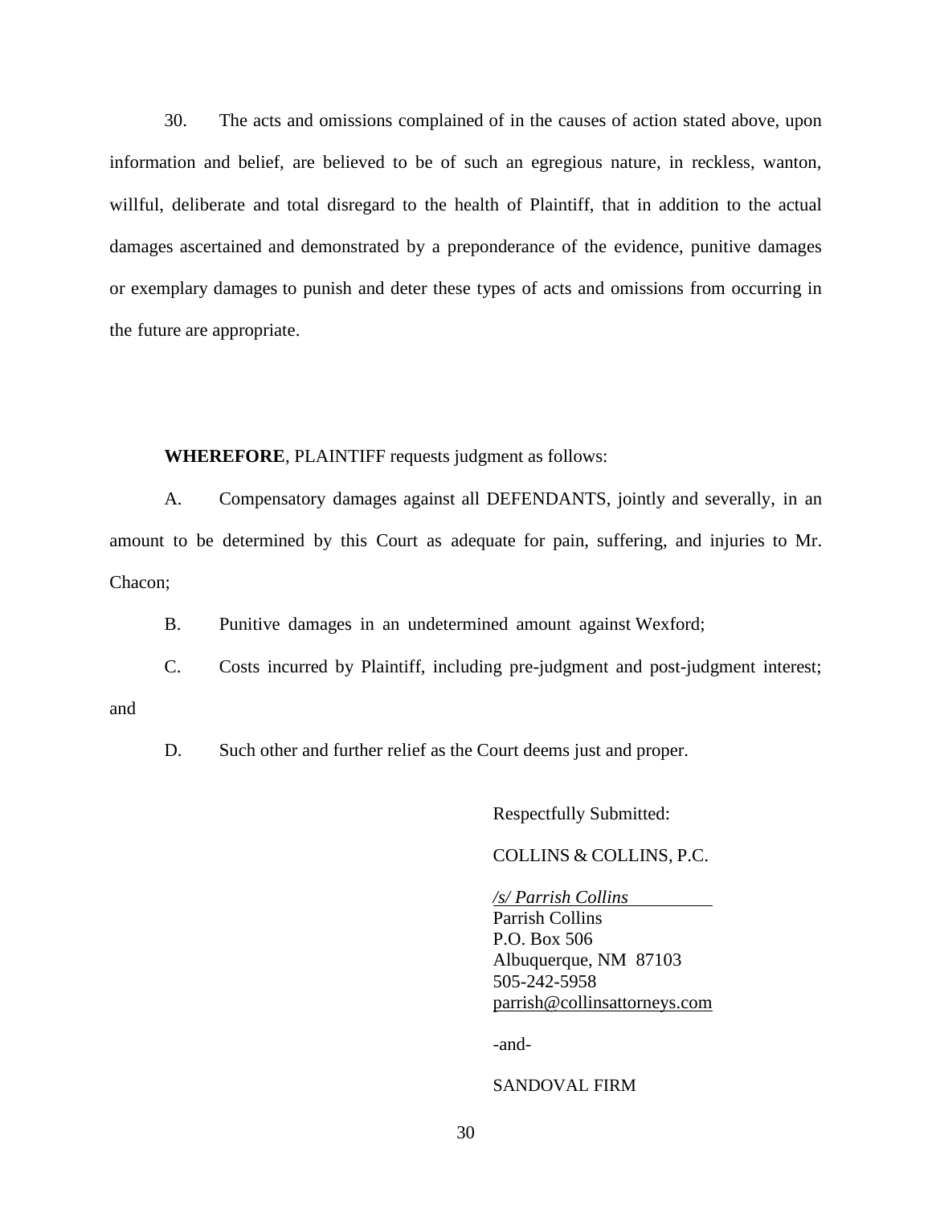30. The acts and omissions complained of in the causes of action stated above, upon information and belief, are believed to be of such an egregious nature, in reckless, wanton, willful, deliberate and total disregard to the health of Plaintiff, that in addition to the actual damages ascertained and demonstrated by a preponderance of the evidence, punitive damages or exemplary damages to punish and deter these types of acts and omissions from occurring in the future are appropriate.

**WHEREFORE**, PLAINTIFF requests judgment as follows:

A. Compensatory damages against all DEFENDANTS, jointly and severally, in an amount to be determined by this Court as adequate for pain, suffering, and injuries to Mr. Chacon;

B. Punitive damages in an undetermined amount against Wexford;

C. Costs incurred by Plaintiff, including pre-judgment and post-judgment interest; and

D. Such other and further relief as the Court deems just and proper.

Respectfully Submitted:

COLLINS & COLLINS, P.C.

*/s/ Parrish Collins*
Parrish Collins
P.O. Box 506
Albuquerque, NM 87103
505-242-5958
parrish@collinsattorneys.com

-and-

SANDOVAL FIRM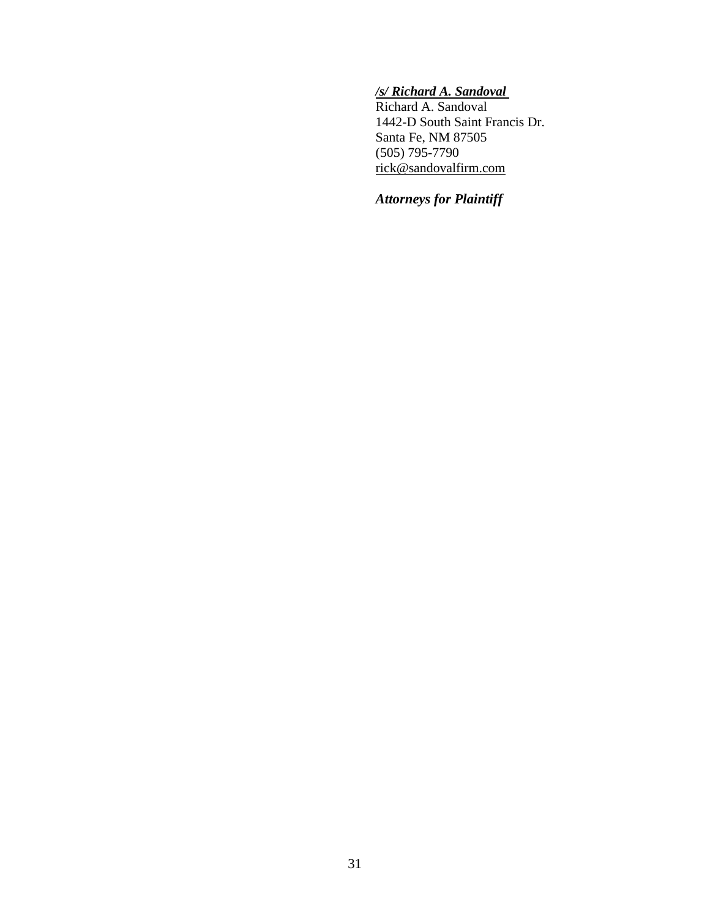***/s/ Richard A. Sandoval***
Richard A. Sandoval
1442-D South Saint Francis Dr.
Santa Fe, NM 87505
(505) 795-7790
rick@sandovalfirm.com

***Attorneys for Plaintiff***